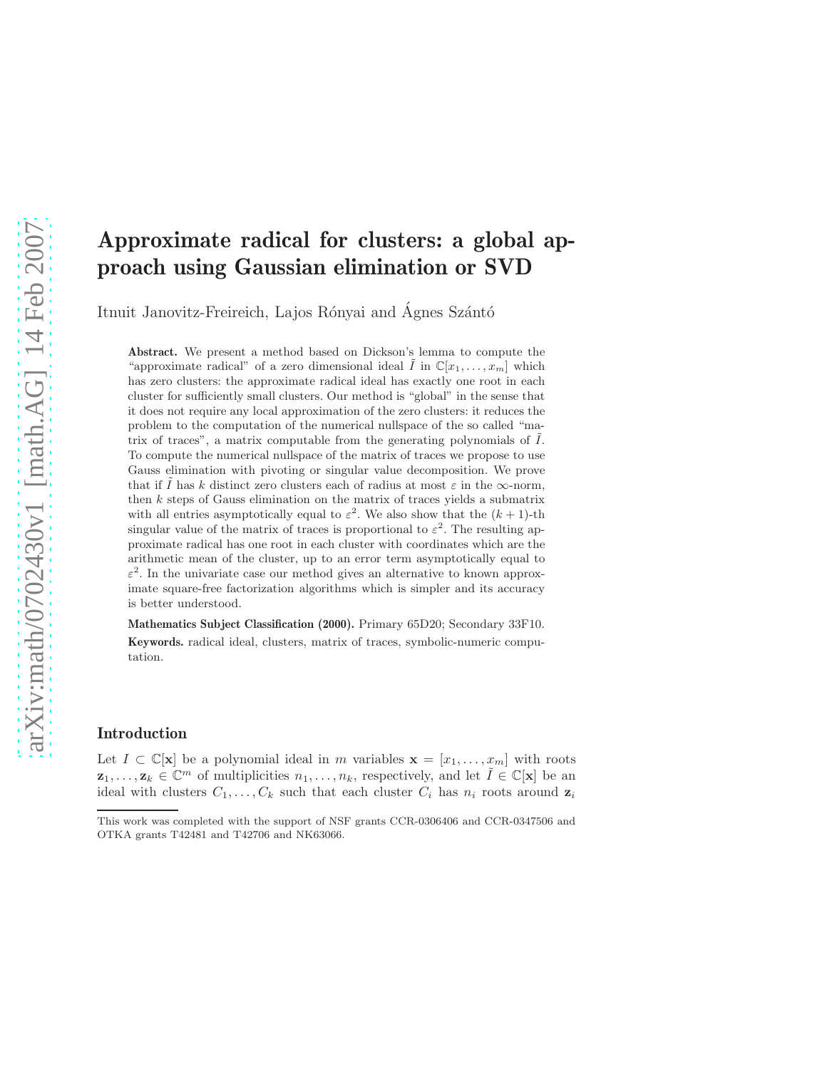# Approximate radical for clusters: a global approach using Gaussian elimination or SVD

Itnuit Janovitz-Freireich, Lajos Rónyai and Ágnes Szántó

**Abstract.** We present a method based on Dickson's lemma to compute the "approximate radical" of a zero dimensional ideal $\tilde{I}$ in $\mathbb{C}[x_1, \ldots, x_m]$ which has zero clusters: the approximate radical ideal has exactly one root in each cluster for sufficiently small clusters. Our method is "global" in the sense that it does not require any local approximation of the zero clusters: it reduces the problem to the computation of the numerical nullspace of the so called "matrix of traces", a matrix computable from the generating polynomials of $\tilde{I}$. To compute the numerical nullspace of the matrix of traces we propose to use Gauss elimination with pivoting or singular value decomposition. We prove that if $\tilde{I}$ has $k$ distinct zero clusters each of radius at most $\varepsilon$ in the $\infty$-norm, then $k$ steps of Gauss elimination on the matrix of traces yields a submatrix with all entries asymptotically equal to $\varepsilon^2$. We also show that the $(k+1)$-th singular value of the matrix of traces is proportional to $\varepsilon^2$. The resulting approximate radical has one root in each cluster with coordinates which are the arithmetic mean of the cluster, up to an error term asymptotically equal to $\varepsilon^2$. In the univariate case our method gives an alternative to known approximate square-free factorization algorithms which is simpler and its accuracy is better understood.

**Mathematics Subject Classification (2000).** Primary 65D20; Secondary 33F10.

**Keywords.** radical ideal, clusters, matrix of traces, symbolic-numeric computation.

## Introduction

Let $I \subset \mathbb{C}[\mathbf{x}]$ be a polynomial ideal in $m$ variables $\mathbf{x} = [x_1, \ldots, x_m]$ with roots $\mathbf{z}_1, \ldots, \mathbf{z}_k \in \mathbb{C}^m$ of multiplicities $n_1, \ldots, n_k$, respectively, and let $\tilde{I} \in \mathbb{C}[\mathbf{x}]$ be an ideal with clusters $C_1, \ldots, C_k$ such that each cluster $C_i$ has $n_i$ roots around $\mathbf{z}_i$

This work was completed with the support of NSF grants CCR-0306406 and CCR-0347506 and OTKA grants T42481 and T42706 and NK63066.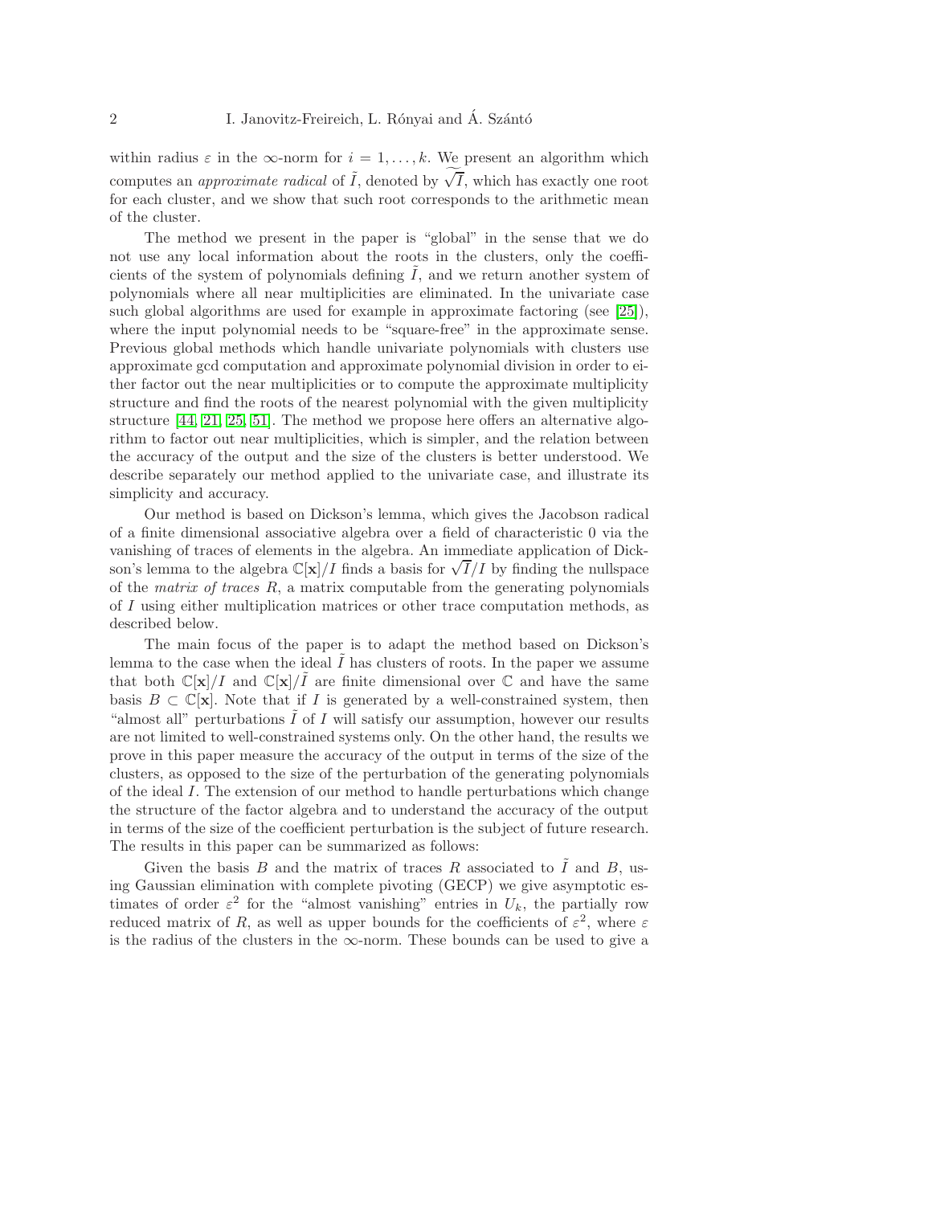within radius $\varepsilon$ in the $\infty$-norm for $i = 1, \ldots, k$. We present an algorithm which computes an *approximate radical* of $\tilde{I}$, denoted by $\widetilde{\sqrt{I}}$, which has exactly one root for each cluster, and we show that such root corresponds to the arithmetic mean of the cluster.

The method we present in the paper is "global" in the sense that we do not use any local information about the roots in the clusters, only the coefficients of the system of polynomials defining $\tilde{I}$, and we return another system of polynomials where all near multiplicities are eliminated. In the univariate case such global algorithms are used for example in approximate factoring (see [25]), where the input polynomial needs to be "square-free" in the approximate sense. Previous global methods which handle univariate polynomials with clusters use approximate gcd computation and approximate polynomial division in order to either factor out the near multiplicities or to compute the approximate multiplicity structure and find the roots of the nearest polynomial with the given multiplicity structure [44, 21, 25, 51]. The method we propose here offers an alternative algorithm to factor out near multiplicities, which is simpler, and the relation between the accuracy of the output and the size of the clusters is better understood. We describe separately our method applied to the univariate case, and illustrate its simplicity and accuracy.

Our method is based on Dickson's lemma, which gives the Jacobson radical of a finite dimensional associative algebra over a field of characteristic 0 via the vanishing of traces of elements in the algebra. An immediate application of Dickson's lemma to the algebra $\mathbb{C}[\mathbf{x}]/I$ finds a basis for $\sqrt{I}/I$ by finding the nullspace of the *matrix of traces* $R$, a matrix computable from the generating polynomials of $I$ using either multiplication matrices or other trace computation methods, as described below.

The main focus of the paper is to adapt the method based on Dickson's lemma to the case when the ideal $\tilde{I}$ has clusters of roots. In the paper we assume that both $\mathbb{C}[\mathbf{x}]/I$ and $\mathbb{C}[\mathbf{x}]/\tilde{I}$ are finite dimensional over $\mathbb{C}$ and have the same basis $B \subset \mathbb{C}[\mathbf{x}]$. Note that if $I$ is generated by a well-constrained system, then "almost all" perturbations $\tilde{I}$ of $I$ will satisfy our assumption, however our results are not limited to well-constrained systems only. On the other hand, the results we prove in this paper measure the accuracy of the output in terms of the size of the clusters, as opposed to the size of the perturbation of the generating polynomials of the ideal $I$. The extension of our method to handle perturbations which change the structure of the factor algebra and to understand the accuracy of the output in terms of the size of the coefficient perturbation is the subject of future research. The results in this paper can be summarized as follows:

Given the basis $B$ and the matrix of traces $R$ associated to $\tilde{I}$ and $B$, using Gaussian elimination with complete pivoting (GECP) we give asymptotic estimates of order $\varepsilon^2$ for the "almost vanishing" entries in $U_k$, the partially row reduced matrix of $R$, as well as upper bounds for the coefficients of $\varepsilon^2$, where $\varepsilon$ is the radius of the clusters in the $\infty$-norm. These bounds can be used to give a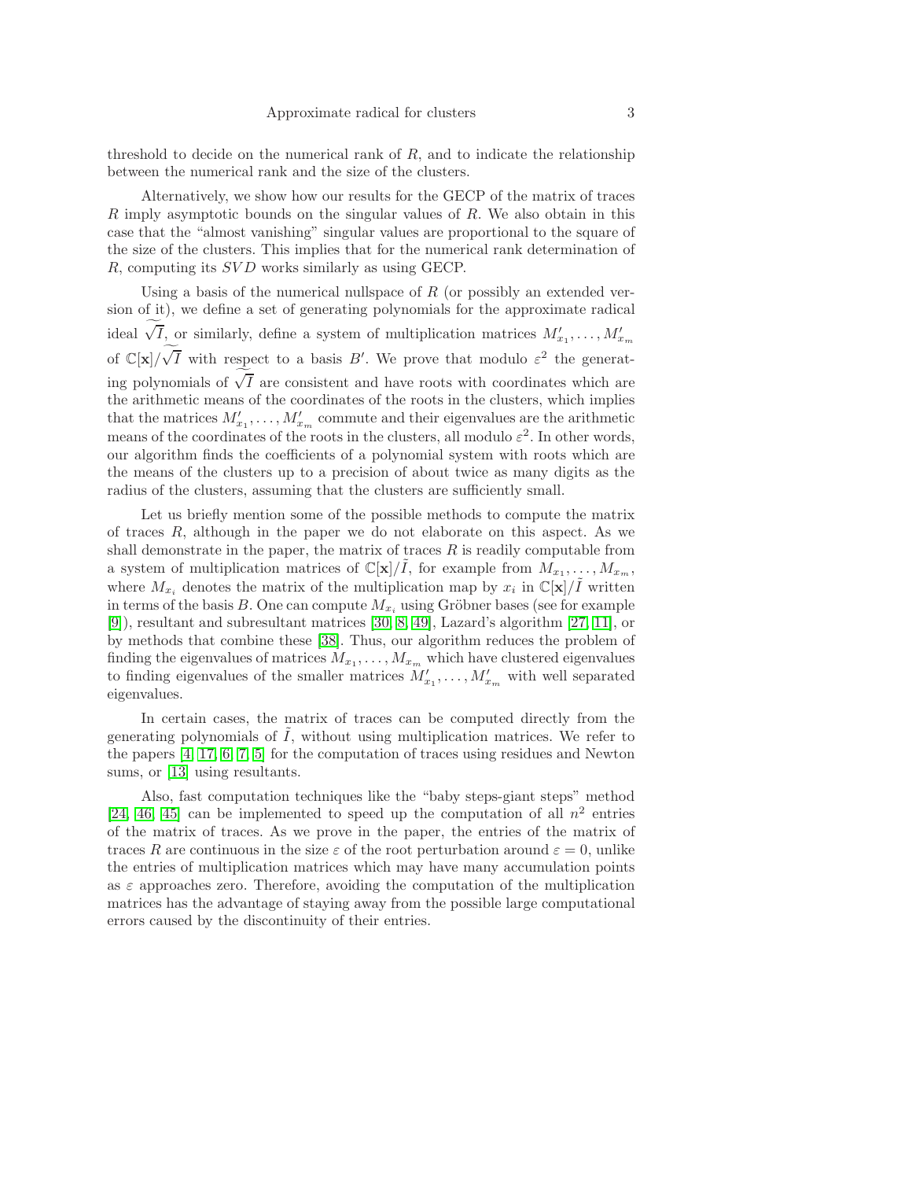threshold to decide on the numerical rank of $R$, and to indicate the relationship between the numerical rank and the size of the clusters.

Alternatively, we show how our results for the GECP of the matrix of traces $R$ imply asymptotic bounds on the singular values of $R$. We also obtain in this case that the "almost vanishing" singular values are proportional to the square of the size of the clusters. This implies that for the numerical rank determination of $R$, computing its $SVD$ works similarly as using GECP.

Using a basis of the numerical nullspace of $R$ (or possibly an extended version of it), we define a set of generating polynomials for the approximate radical ideal $\widetilde{\sqrt{I}}$, or similarly, define a system of multiplication matrices $M'_{x_1}, \ldots, M'_{x_m}$ of $\mathbb{C}[\mathbf{x}]/\widetilde{\sqrt{I}}$ with respect to a basis $B'$. We prove that modulo $\varepsilon^2$ the generating polynomials of $\widetilde{\sqrt{I}}$ are consistent and have roots with coordinates which are the arithmetic means of the coordinates of the roots in the clusters, which implies that the matrices $M'_{x_1}, \ldots, M'_{x_m}$ commute and their eigenvalues are the arithmetic means of the coordinates of the roots in the clusters, all modulo $\varepsilon^2$. In other words, our algorithm finds the coefficients of a polynomial system with roots which are the means of the clusters up to a precision of about twice as many digits as the radius of the clusters, assuming that the clusters are sufficiently small.

Let us briefly mention some of the possible methods to compute the matrix of traces $R$, although in the paper we do not elaborate on this aspect. As we shall demonstrate in the paper, the matrix of traces $R$ is readily computable from a system of multiplication matrices of $\mathbb{C}[\mathbf{x}]/\tilde{I}$, for example from $M_{x_1}, \ldots, M_{x_m}$, where $M_{x_i}$ denotes the matrix of the multiplication map by $x_i$ in $\mathbb{C}[\mathbf{x}]/\tilde{I}$ written in terms of the basis $B$. One can compute $M_{x_i}$ using Gröbner bases (see for example [9]), resultant and subresultant matrices [30, 8, 49], Lazard's algorithm [27, 11], or by methods that combine these [38]. Thus, our algorithm reduces the problem of finding the eigenvalues of matrices $M_{x_1}, \ldots, M_{x_m}$ which have clustered eigenvalues to finding eigenvalues of the smaller matrices $M'_{x_1}, \ldots, M'_{x_m}$ with well separated eigenvalues.

In certain cases, the matrix of traces can be computed directly from the generating polynomials of $\tilde{I}$, without using multiplication matrices. We refer to the papers [4, 17, 6, 7, 5] for the computation of traces using residues and Newton sums, or [13] using resultants.

Also, fast computation techniques like the "baby steps-giant steps" method [24, 46, 45] can be implemented to speed up the computation of all $n^2$ entries of the matrix of traces. As we prove in the paper, the entries of the matrix of traces $R$ are continuous in the size $\varepsilon$ of the root perturbation around $\varepsilon = 0$, unlike the entries of multiplication matrices which may have many accumulation points as $\varepsilon$ approaches zero. Therefore, avoiding the computation of the multiplication matrices has the advantage of staying away from the possible large computational errors caused by the discontinuity of their entries.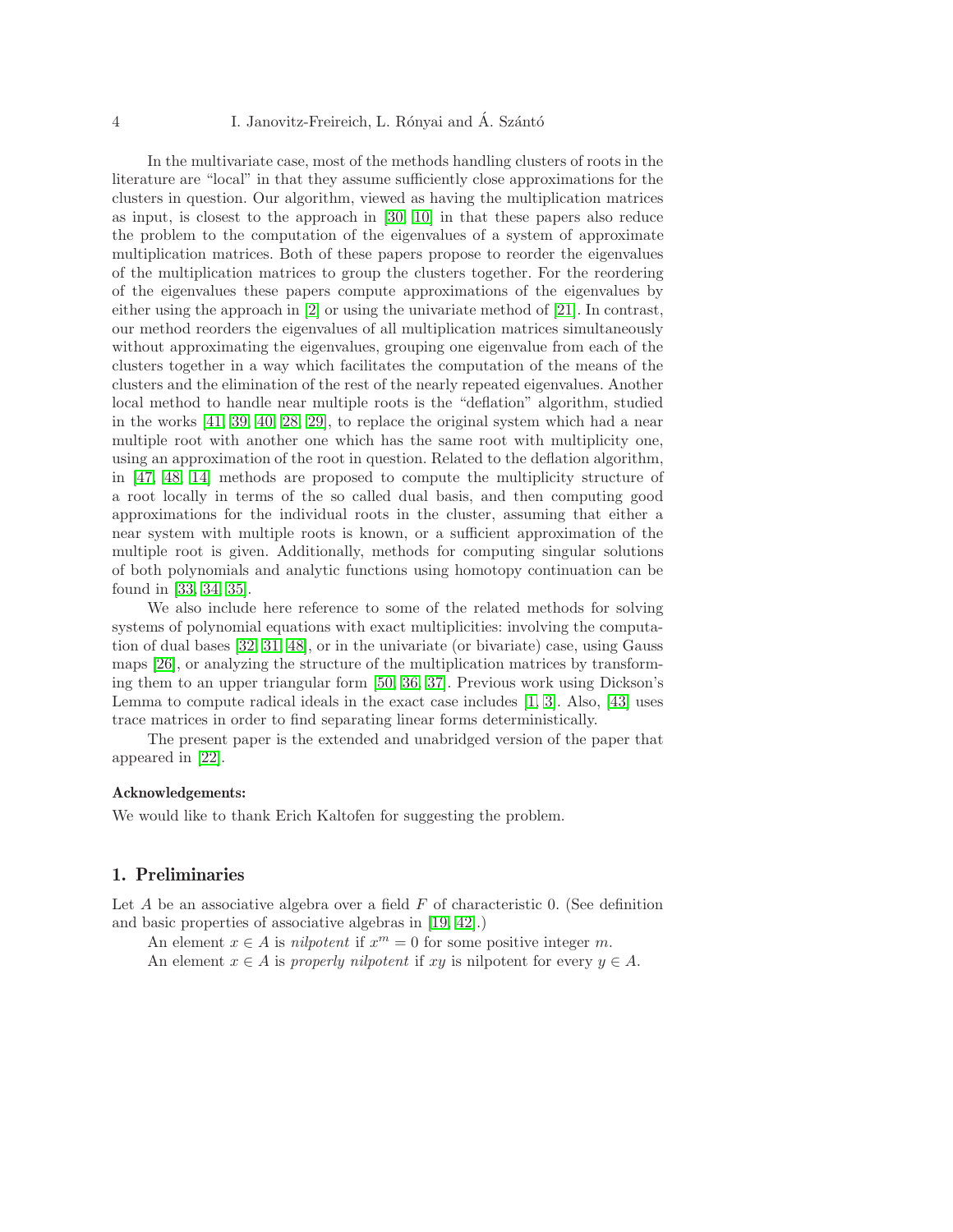In the multivariate case, most of the methods handling clusters of roots in the literature are "local" in that they assume sufficiently close approximations for the clusters in question. Our algorithm, viewed as having the multiplication matrices as input, is closest to the approach in [30, 10] in that these papers also reduce the problem to the computation of the eigenvalues of a system of approximate multiplication matrices. Both of these papers propose to reorder the eigenvalues of the multiplication matrices to group the clusters together. For the reordering of the eigenvalues these papers compute approximations of the eigenvalues by either using the approach in [2] or using the univariate method of [21]. In contrast, our method reorders the eigenvalues of all multiplication matrices simultaneously without approximating the eigenvalues, grouping one eigenvalue from each of the clusters together in a way which facilitates the computation of the means of the clusters and the elimination of the rest of the nearly repeated eigenvalues. Another local method to handle near multiple roots is the "deflation" algorithm, studied in the works [41, 39, 40, 28, 29], to replace the original system which had a near multiple root with another one which has the same root with multiplicity one, using an approximation of the root in question. Related to the deflation algorithm, in [47, 48, 14] methods are proposed to compute the multiplicity structure of a root locally in terms of the so called dual basis, and then computing good approximations for the individual roots in the cluster, assuming that either a near system with multiple roots is known, or a sufficient approximation of the multiple root is given. Additionally, methods for computing singular solutions of both polynomials and analytic functions using homotopy continuation can be found in [33, 34, 35].

We also include here reference to some of the related methods for solving systems of polynomial equations with exact multiplicities: involving the computation of dual bases [32, 31, 48], or in the univariate (or bivariate) case, using Gauss maps [26], or analyzing the structure of the multiplication matrices by transforming them to an upper triangular form [50, 36, 37]. Previous work using Dickson's Lemma to compute radical ideals in the exact case includes [1, 3]. Also, [43] uses trace matrices in order to find separating linear forms deterministically.

The present paper is the extended and unabridged version of the paper that appeared in [22].

**Acknowledgements:**

We would like to thank Erich Kaltofen for suggesting the problem.

## 1. Preliminaries

Let $A$ be an associative algebra over a field $F$ of characteristic 0. (See definition and basic properties of associative algebras in [19, 42].)

An element $x \in A$ is *nilpotent* if $x^m = 0$ for some positive integer $m$.

An element $x \in A$ is *properly nilpotent* if $xy$ is nilpotent for every $y \in A$.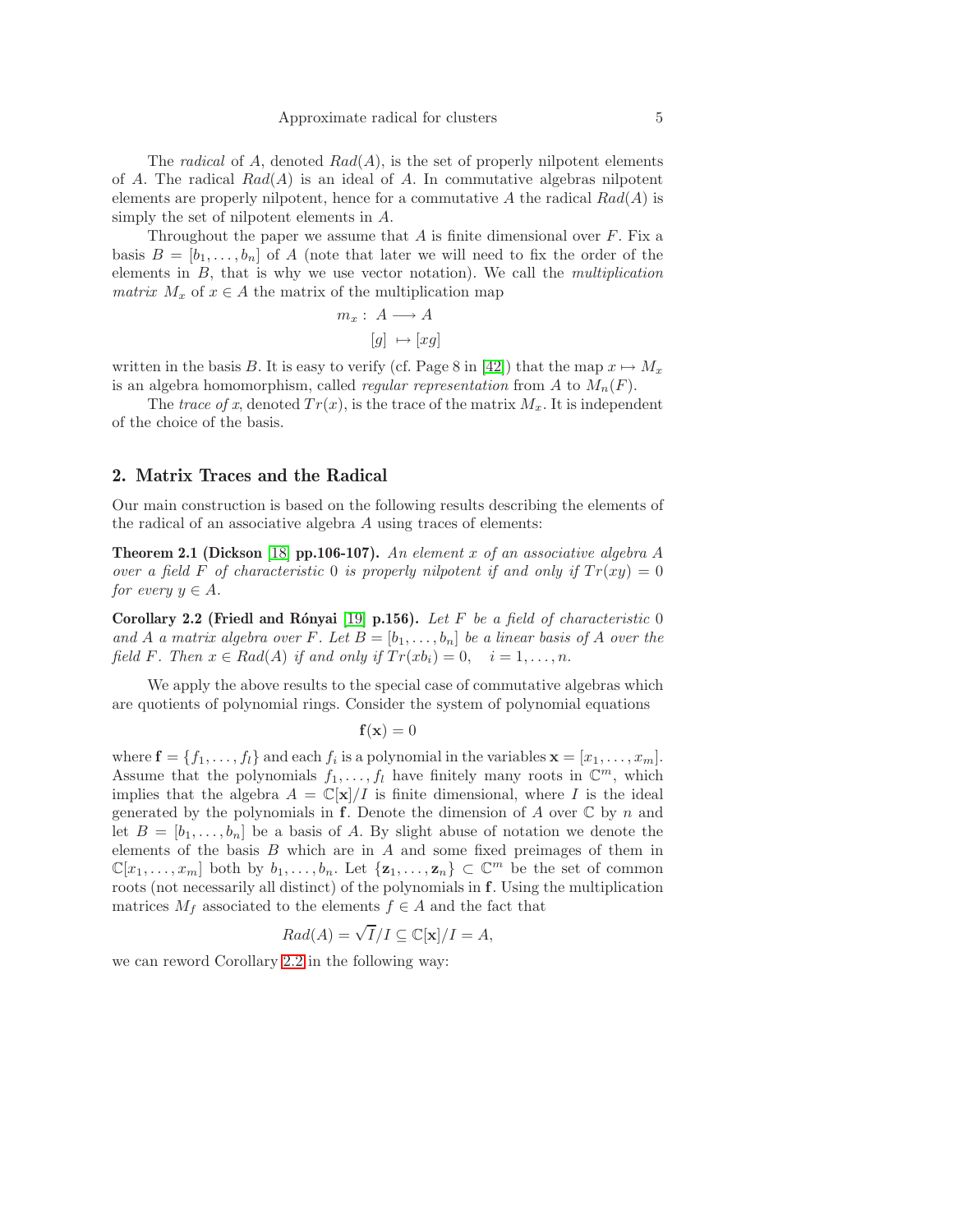The *radical* of $A$, denoted $Rad(A)$, is the set of properly nilpotent elements of $A$. The radical $Rad(A)$ is an ideal of $A$. In commutative algebras nilpotent elements are properly nilpotent, hence for a commutative $A$ the radical $Rad(A)$ is simply the set of nilpotent elements in $A$.

Throughout the paper we assume that $A$ is finite dimensional over $F$. Fix a basis $B = [b_1, \ldots, b_n]$ of $A$ (note that later we will need to fix the order of the elements in $B$, that is why we use vector notation). We call the *multiplication matrix* $M_x$ of $x \in A$ the matrix of the multiplication map

$$
\begin{aligned}
m_x :\ & A \longrightarrow A \\
& [g] \ \mapsto [xg]
\end{aligned}
$$

written in the basis $B$. It is easy to verify (cf. Page 8 in [42]) that the map $x \mapsto M_x$ is an algebra homomorphism, called *regular representation* from $A$ to $M_n(F)$.

The *trace of* $x$, denoted $Tr(x)$, is the trace of the matrix $M_x$. It is independent of the choice of the basis.

## 2. Matrix Traces and the Radical

Our main construction is based on the following results describing the elements of the radical of an associative algebra $A$ using traces of elements:

**Theorem 2.1 (Dickson [18] pp.106-107).** *An element $x$ of an associative algebra $A$ over a field $F$ of characteristic $0$ is properly nilpotent if and only if $Tr(xy) = 0$ for every $y \in A$.*

**Corollary 2.2 (Friedl and Rónyai [19] p.156).** *Let $F$ be a field of characteristic $0$ and $A$ a matrix algebra over $F$. Let $B = [b_1, \ldots, b_n]$ be a linear basis of $A$ over the field $F$. Then $x \in Rad(A)$ if and only if $Tr(xb_i) = 0, \quad i = 1, \ldots, n$.*

We apply the above results to the special case of commutative algebras which are quotients of polynomial rings. Consider the system of polynomial equations

$$
\mathbf{f}(\mathbf{x}) = 0
$$

where $\mathbf{f} = \{f_1, \ldots, f_l\}$ and each $f_i$ is a polynomial in the variables $\mathbf{x} = [x_1, \ldots, x_m]$. Assume that the polynomials $f_1, \ldots, f_l$ have finitely many roots in $\mathbb{C}^m$, which implies that the algebra $A = \mathbb{C}[\mathbf{x}]/I$ is finite dimensional, where $I$ is the ideal generated by the polynomials in $\mathbf{f}$. Denote the dimension of $A$ over $\mathbb{C}$ by $n$ and let $B = [b_1, \ldots, b_n]$ be a basis of $A$. By slight abuse of notation we denote the elements of the basis $B$ which are in $A$ and some fixed preimages of them in $\mathbb{C}[x_1, \ldots, x_m]$ both by $b_1, \ldots, b_n$. Let $\{\mathbf{z}_1, \ldots, \mathbf{z}_n\} \subset \mathbb{C}^m$ be the set of common roots (not necessarily all distinct) of the polynomials in $\mathbf{f}$. Using the multiplication matrices $M_f$ associated to the elements $f \in A$ and the fact that

$$
Rad(A) = \sqrt{I}/I \subseteq \mathbb{C}[\mathbf{x}]/I = A,
$$

we can reword Corollary 2.2 in the following way: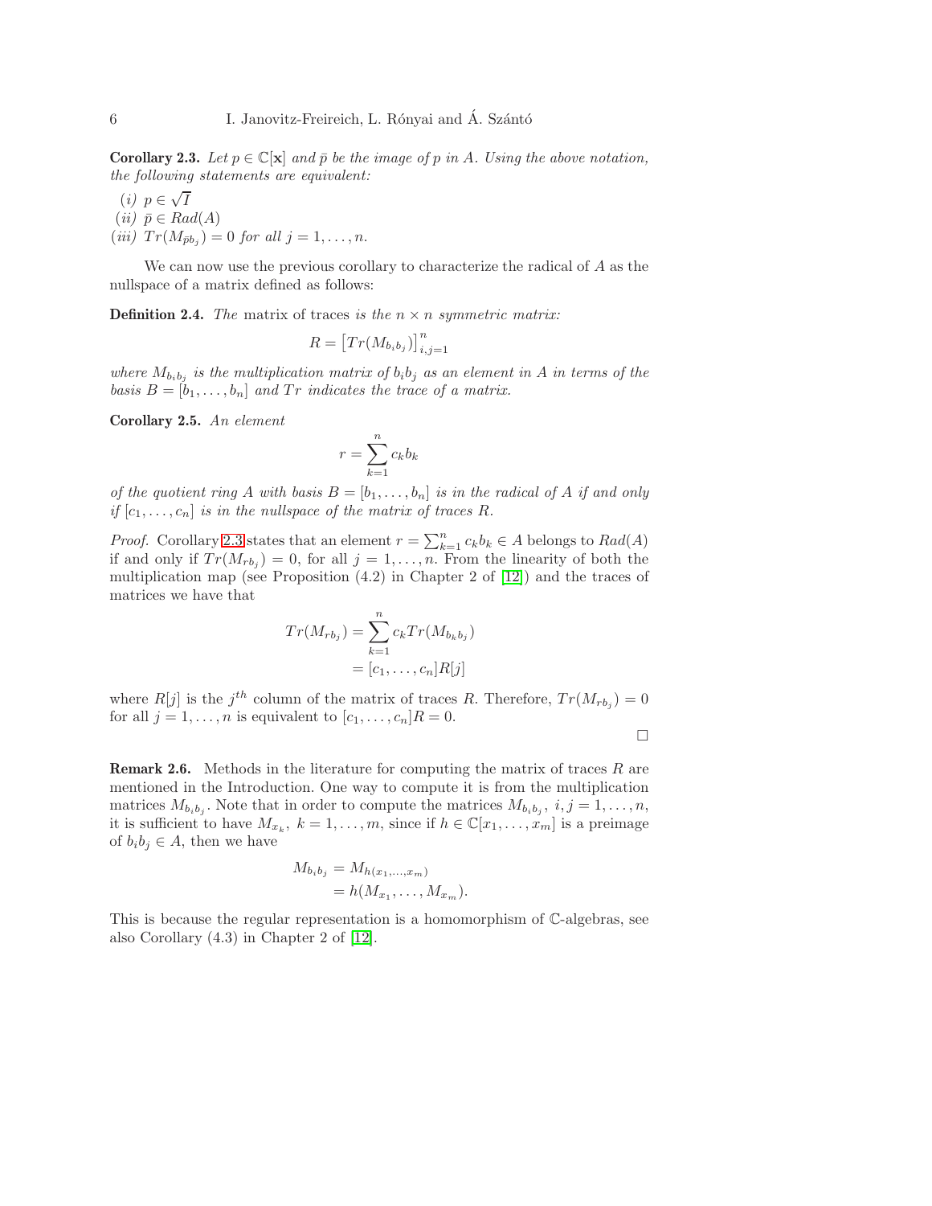**Corollary 2.3.** *Let $p \in \mathbb{C}[\mathbf{x}]$ and $\bar{p}$ be the image of $p$ in $A$. Using the above notation, the following statements are equivalent:*

(*i*) $p \in \sqrt{I}$

(*ii*) $\bar{p} \in Rad(A)$

(*iii*) $Tr(M_{\bar{p}b_j}) = 0$ *for all* $j = 1, \ldots, n$.

We can now use the previous corollary to characterize the radical of $A$ as the nullspace of a matrix defined as follows:

**Definition 2.4.** *The* matrix of traces *is the $n \times n$ symmetric matrix:*

$$R = \left[Tr(M_{b_i b_j})\right]_{i,j=1}^{n}$$

*where $M_{b_i b_j}$ is the multiplication matrix of $b_i b_j$ as an element in $A$ in terms of the basis $B = [b_1, \ldots, b_n]$ and $Tr$ indicates the trace of a matrix.*

**Corollary 2.5.** *An element*

$$r = \sum_{k=1}^{n} c_k b_k$$

*of the quotient ring $A$ with basis $B = [b_1, \ldots, b_n]$ is in the radical of $A$ if and only if $[c_1, \ldots, c_n]$ is in the nullspace of the matrix of traces $R$.*

*Proof.* Corollary 2.3 states that an element $r = \sum_{k=1}^{n} c_k b_k \in A$ belongs to $Rad(A)$ if and only if $Tr(M_{rb_j}) = 0$, for all $j = 1, \ldots, n$. From the linearity of both the multiplication map (see Proposition (4.2) in Chapter 2 of [12]) and the traces of matrices we have that

$$\begin{aligned} Tr(M_{rb_j}) &= \sum_{k=1}^{n} c_k Tr(M_{b_k b_j}) \\ &= [c_1, \ldots, c_n] R[j] \end{aligned}$$

where $R[j]$ is the $j^{th}$ column of the matrix of traces $R$. Therefore, $Tr(M_{rb_j}) = 0$ for all $j = 1, \ldots, n$ is equivalent to $[c_1, \ldots, c_n]R = 0$.

□

**Remark 2.6.** Methods in the literature for computing the matrix of traces $R$ are mentioned in the Introduction. One way to compute it is from the multiplication matrices $M_{b_i b_j}$. Note that in order to compute the matrices $M_{b_i b_j}$, $i, j = 1, \ldots, n$, it is sufficient to have $M_{x_k}$, $k = 1, \ldots, m$, since if $h \in \mathbb{C}[x_1, \ldots, x_m]$ is a preimage of $b_i b_j \in A$, then we have

$$\begin{aligned} M_{b_i b_j} &= M_{h(x_1, \ldots, x_m)} \\ &= h(M_{x_1}, \ldots, M_{x_m}). \end{aligned}$$

This is because the regular representation is a homomorphism of $\mathbb{C}$-algebras, see also Corollary (4.3) in Chapter 2 of [12].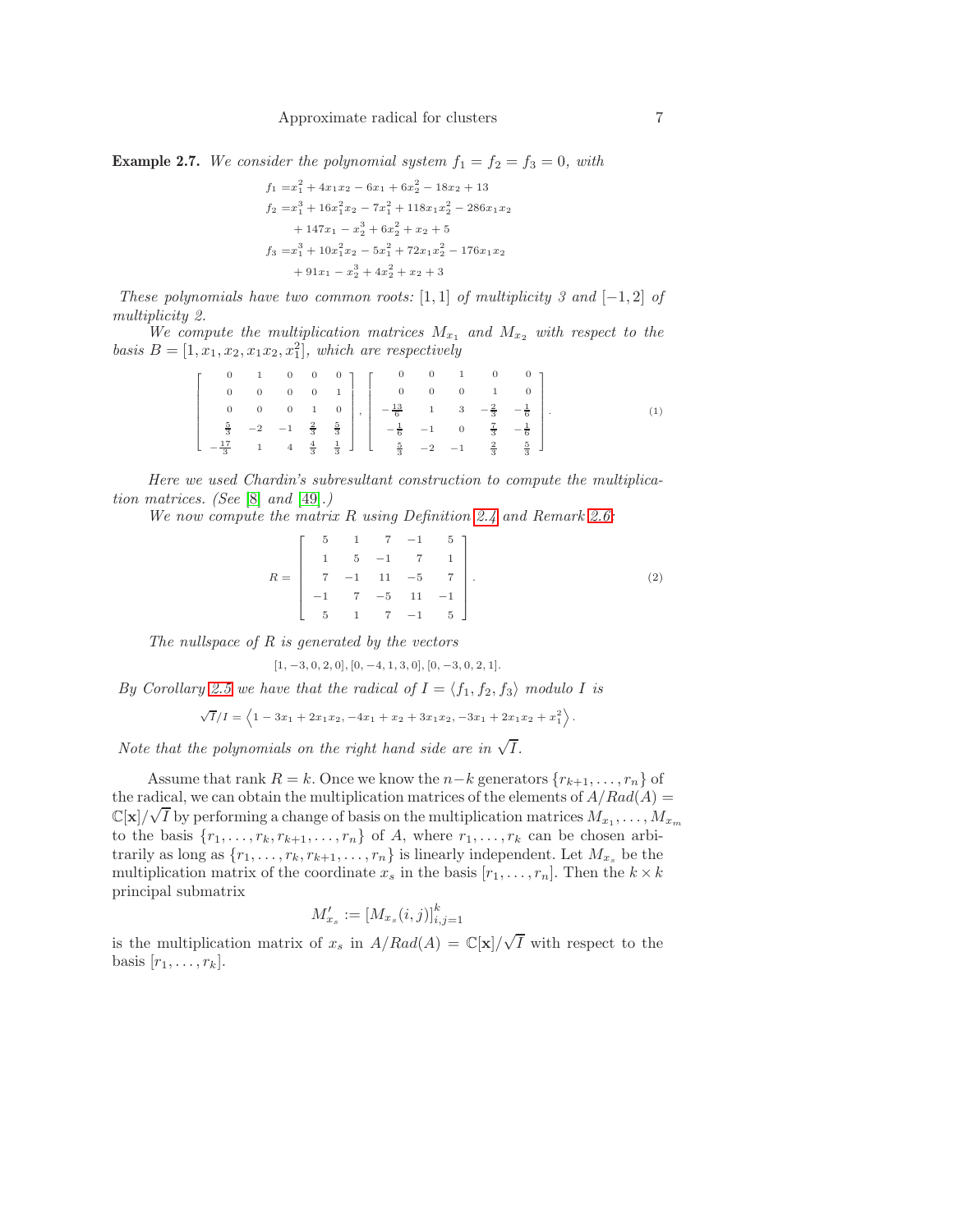**Example 2.7.** *We consider the polynomial system $f_1 = f_2 = f_3 = 0$, with*

$$
\begin{aligned}
f_1 =& x_1^2 + 4x_1x_2 - 6x_1 + 6x_2^2 - 18x_2 + 13\\
f_2 =& x_1^3 + 16x_1^2x_2 - 7x_1^2 + 118x_1x_2^2 - 286x_1x_2\\
&+ 147x_1 - x_2^3 + 6x_2^2 + x_2 + 5\\
f_3 =& x_1^3 + 10x_1^2x_2 - 5x_1^2 + 72x_1x_2^2 - 176x_1x_2\\
&+ 91x_1 - x_2^3 + 4x_2^2 + x_2 + 3
\end{aligned}
$$

*These polynomials have two common roots: $[1, 1]$ of multiplicity 3 and $[-1, 2]$ of multiplicity 2.*

*We compute the multiplication matrices $M_{x_1}$ and $M_{x_2}$ with respect to the basis $B = [1, x_1, x_2, x_1x_2, x_1^2]$, which are respectively*

$$
\begin{bmatrix}
0 & 1 & 0 & 0 & 0\\
0 & 0 & 0 & 0 & 1\\
0 & 0 & 0 & 1 & 0\\
\frac{5}{3} & -2 & -1 & \frac{2}{3} & \frac{5}{3}\\
-\frac{17}{3} & 1 & 4 & \frac{4}{3} & \frac{1}{3}
\end{bmatrix},
\begin{bmatrix}
0 & 0 & 1 & 0 & 0\\
0 & 0 & 0 & 1 & 0\\
-\frac{13}{6} & 1 & 3 & -\frac{2}{3} & -\frac{1}{6}\\
-\frac{1}{6} & -1 & 0 & \frac{7}{3} & -\frac{1}{6}\\
\frac{5}{3} & -2 & -1 & \frac{2}{3} & \frac{5}{3}
\end{bmatrix}. \tag{1}
$$

*Here we used Chardin's subresultant construction to compute the multiplication matrices. (See [8] and [49].)*

*We now compute the matrix $R$ using Definition 2.4 and Remark 2.6:*

$$
R = \begin{bmatrix}
5 & 1 & 7 & -1 & 5\\
1 & 5 & -1 & 7 & 1\\
7 & -1 & 11 & -5 & 7\\
-1 & 7 & -5 & 11 & -1\\
5 & 1 & 7 & -1 & 5
\end{bmatrix}. \tag{2}
$$

*The nullspace of $R$ is generated by the vectors*

$$[1, -3, 0, 2, 0], [0, -4, 1, 3, 0], [0, -3, 0, 2, 1].$$

*By Corollary 2.5 we have that the radical of $I = \langle f_1, f_2, f_3\rangle$ modulo $I$ is*

$$\sqrt{I}/I = \left\langle 1 - 3x_1 + 2x_1x_2, -4x_1 + x_2 + 3x_1x_2, -3x_1 + 2x_1x_2 + x_1^2 \right\rangle.$$

*Note that the polynomials on the right hand side are in $\sqrt{I}$.*

Assume that rank $R = k$. Once we know the $n-k$ generators $\{r_{k+1}, \ldots, r_n\}$ of the radical, we can obtain the multiplication matrices of the elements of $A/Rad(A) = \mathbb{C}[\mathbf{x}]/\sqrt{I}$ by performing a change of basis on the multiplication matrices $M_{x_1}, \ldots, M_{x_m}$ to the basis $\{r_1, \ldots, r_k, r_{k+1}, \ldots, r_n\}$ of $A$, where $r_1, \ldots, r_k$ can be chosen arbitrarily as long as $\{r_1, \ldots, r_k, r_{k+1}, \ldots, r_n\}$ is linearly independent. Let $M_{x_s}$ be the multiplication matrix of the coordinate $x_s$ in the basis $[r_1, \ldots, r_n]$. Then the $k \times k$ principal submatrix

$$M'_{x_s} := [M_{x_s}(i, j)]_{i,j=1}^k$$

is the multiplication matrix of $x_s$ in $A/Rad(A) = \mathbb{C}[\mathbf{x}]/\sqrt{I}$ with respect to the basis $[r_1, \ldots, r_k]$.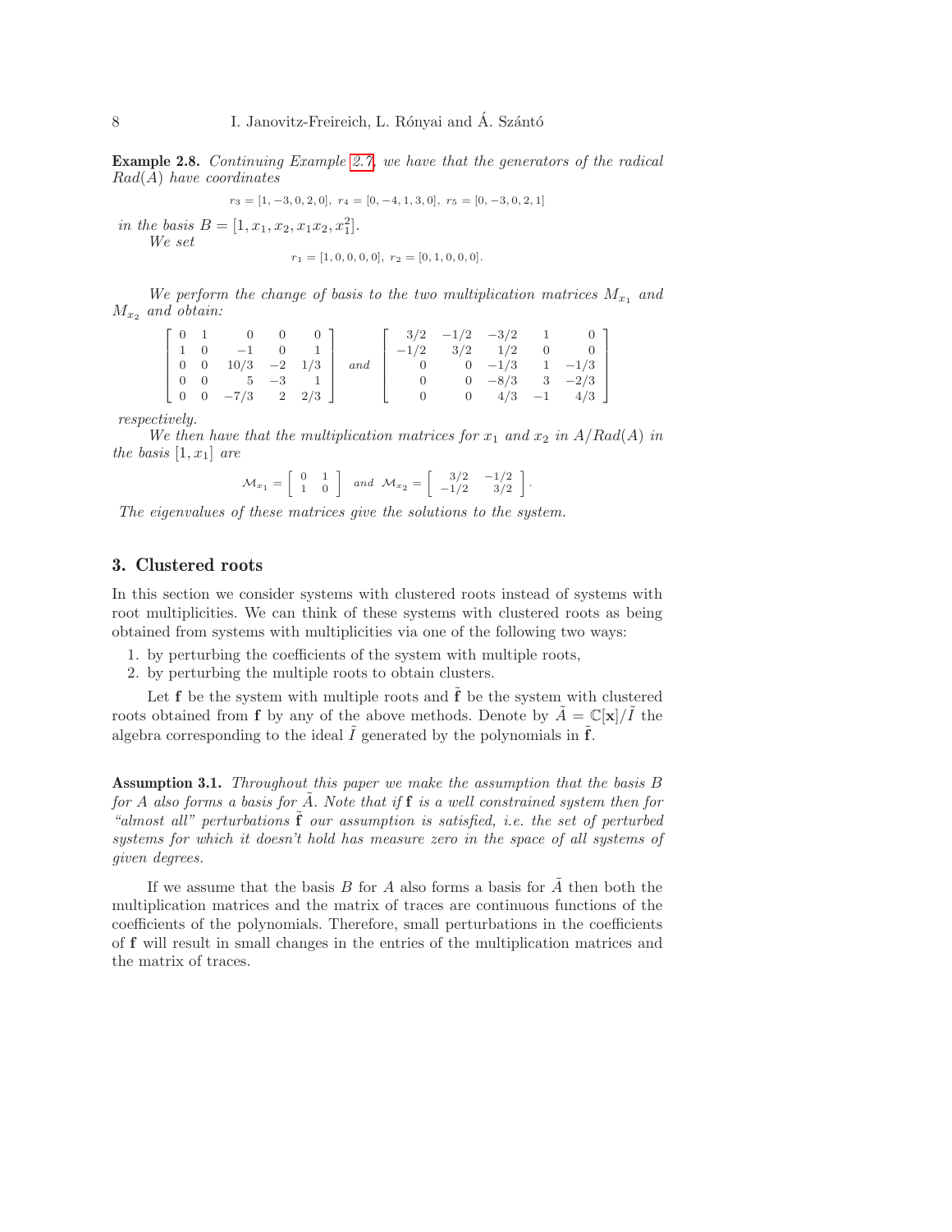**Example 2.8.** *Continuing Example 2.7, we have that the generators of the radical $Rad(A)$ have coordinates*

$$r_3 = [1, -3, 0, 2, 0],\ r_4 = [0, -4, 1, 3, 0],\ r_5 = [0, -3, 0, 2, 1]$$

*in the basis $B = [1, x_1, x_2, x_1x_2, x_1^2]$.*

*We set*

$$r_1 = [1, 0, 0, 0, 0],\ r_2 = [0, 1, 0, 0, 0].$$

*We perform the change of basis to the two multiplication matrices $M_{x_1}$ and $M_{x_2}$ and obtain:*

$$\begin{bmatrix} 0 & 1 & 0 & 0 & 0 \\ 1 & 0 & -1 & 0 & 1 \\ 0 & 0 & 10/3 & -2 & 1/3 \\ 0 & 0 & 5 & -3 & 1 \\ 0 & 0 & -7/3 & 2 & 2/3 \end{bmatrix} \quad \text{and} \quad \begin{bmatrix} 3/2 & -1/2 & -3/2 & 1 & 0 \\ -1/2 & 3/2 & 1/2 & 0 & 0 \\ 0 & 0 & -1/3 & 1 & -1/3 \\ 0 & 0 & -8/3 & 3 & -2/3 \\ 0 & 0 & 4/3 & -1 & 4/3 \end{bmatrix}$$

*respectively.*

*We then have that the multiplication matrices for $x_1$ and $x_2$ in $A/Rad(A)$ in the basis $[1, x_1]$ are*

$$\mathcal{M}_{x_1} = \begin{bmatrix} 0 & 1 \\ 1 & 0 \end{bmatrix} \quad \text{and} \quad \mathcal{M}_{x_2} = \begin{bmatrix} 3/2 & -1/2 \\ -1/2 & 3/2 \end{bmatrix}.$$

*The eigenvalues of these matrices give the solutions to the system.*

## 3. Clustered roots

In this section we consider systems with clustered roots instead of systems with root multiplicities. We can think of these systems with clustered roots as being obtained from systems with multiplicities via one of the following two ways:

1. by perturbing the coefficients of the system with multiple roots,
2. by perturbing the multiple roots to obtain clusters.

Let $\mathbf{f}$ be the system with multiple roots and $\tilde{\mathbf{f}}$ be the system with clustered roots obtained from $\mathbf{f}$ by any of the above methods. Denote by $\tilde{A} = \mathbb{C}[\mathbf{x}]/\tilde{I}$ the algebra corresponding to the ideal $\tilde{I}$ generated by the polynomials in $\tilde{\mathbf{f}}$.

**Assumption 3.1.** *Throughout this paper we make the assumption that the basis $B$ for $A$ also forms a basis for $\tilde{A}$. Note that if $\mathbf{f}$ is a well constrained system then for "almost all" perturbations $\tilde{\mathbf{f}}$ our assumption is satisfied, i.e. the set of perturbed systems for which it doesn't hold has measure zero in the space of all systems of given degrees.*

If we assume that the basis $B$ for $A$ also forms a basis for $\tilde{A}$ then both the multiplication matrices and the matrix of traces are continuous functions of the coefficients of the polynomials. Therefore, small perturbations in the coefficients of $\mathbf{f}$ will result in small changes in the entries of the multiplication matrices and the matrix of traces.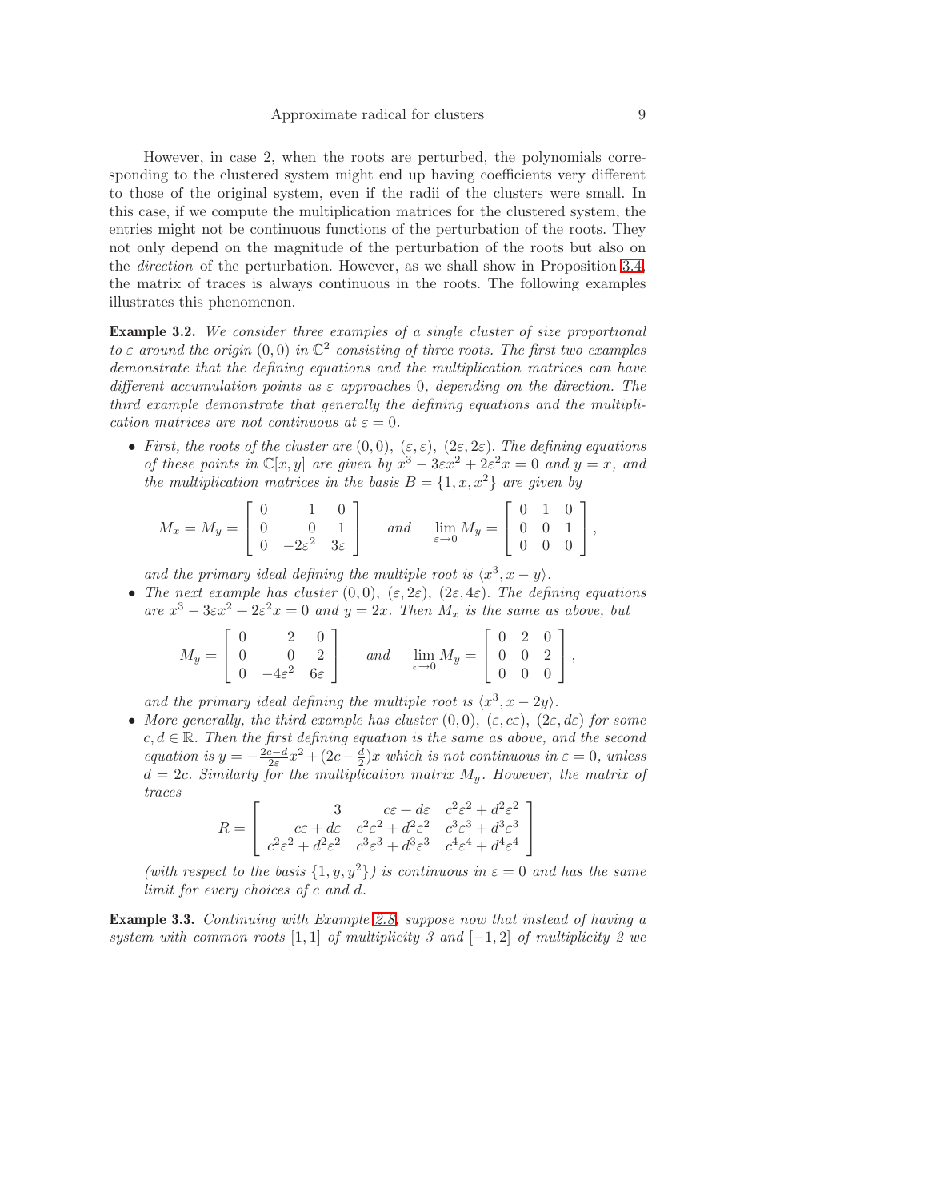However, in case 2, when the roots are perturbed, the polynomials corresponding to the clustered system might end up having coefficients very different to those of the original system, even if the radii of the clusters were small. In this case, if we compute the multiplication matrices for the clustered system, the entries might not be continuous functions of the perturbation of the roots. They not only depend on the magnitude of the perturbation of the roots but also on the *direction* of the perturbation. However, as we shall show in Proposition 3.4, the matrix of traces is always continuous in the roots. The following examples illustrates this phenomenon.

**Example 3.2.** *We consider three examples of a single cluster of size proportional to $\varepsilon$ around the origin $(0,0)$ in $\mathbb{C}^2$ consisting of three roots. The first two examples demonstrate that the defining equations and the multiplication matrices can have different accumulation points as $\varepsilon$ approaches 0, depending on the direction. The third example demonstrate that generally the defining equations and the multiplication matrices are not continuous at $\varepsilon = 0$.*

- *First, the roots of the cluster are $(0,0)$, $(\varepsilon, \varepsilon)$, $(2\varepsilon, 2\varepsilon)$. The defining equations of these points in $\mathbb{C}[x,y]$ are given by $x^3 - 3\varepsilon x^2 + 2\varepsilon^2 x = 0$ and $y = x$, and the multiplication matrices in the basis $B = \{1, x, x^2\}$ are given by*

$$M_x = M_y = \begin{bmatrix} 0 & 1 & 0 \\ 0 & 0 & 1 \\ 0 & -2\varepsilon^2 & 3\varepsilon \end{bmatrix} \quad \textit{and} \quad \lim_{\varepsilon \to 0} M_y = \begin{bmatrix} 0 & 1 & 0 \\ 0 & 0 & 1 \\ 0 & 0 & 0 \end{bmatrix},$$

  *and the primary ideal defining the multiple root is $\langle x^3, x - y\rangle$.*
- *The next example has cluster $(0,0)$, $(\varepsilon, 2\varepsilon)$, $(2\varepsilon, 4\varepsilon)$. The defining equations are $x^3 - 3\varepsilon x^2 + 2\varepsilon^2 x = 0$ and $y = 2x$. Then $M_x$ is the same as above, but*

$$M_y = \begin{bmatrix} 0 & 2 & 0 \\ 0 & 0 & 2 \\ 0 & -4\varepsilon^2 & 6\varepsilon \end{bmatrix} \quad \textit{and} \quad \lim_{\varepsilon \to 0} M_y = \begin{bmatrix} 0 & 2 & 0 \\ 0 & 0 & 2 \\ 0 & 0 & 0 \end{bmatrix},$$

  *and the primary ideal defining the multiple root is $\langle x^3, x - 2y\rangle$.*
- *More generally, the third example has cluster $(0,0)$, $(\varepsilon, c\varepsilon)$, $(2\varepsilon, d\varepsilon)$ for some $c, d \in \mathbb{R}$. Then the first defining equation is the same as above, and the second equation is $y = -\frac{2c-d}{2\varepsilon}x^2 + (2c - \frac{d}{2})x$ which is not continuous in $\varepsilon = 0$, unless $d = 2c$. Similarly for the multiplication matrix $M_y$. However, the matrix of traces*

$$R = \begin{bmatrix} 3 & c\varepsilon + d\varepsilon & c^2\varepsilon^2 + d^2\varepsilon^2 \\ c\varepsilon + d\varepsilon & c^2\varepsilon^2 + d^2\varepsilon^2 & c^3\varepsilon^3 + d^3\varepsilon^3 \\ c^2\varepsilon^2 + d^2\varepsilon^2 & c^3\varepsilon^3 + d^3\varepsilon^3 & c^4\varepsilon^4 + d^4\varepsilon^4 \end{bmatrix}$$

  *(with respect to the basis $\{1, y, y^2\}$) is continuous in $\varepsilon = 0$ and has the same limit for every choices of $c$ and $d$.*

**Example 3.3.** *Continuing with Example 2.8, suppose now that instead of having a system with common roots $[1,1]$ of multiplicity 3 and $[-1,2]$ of multiplicity 2 we*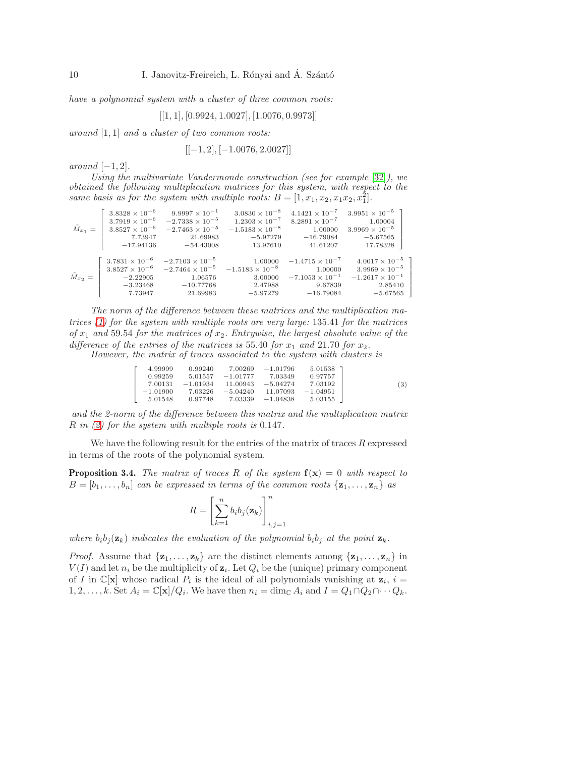*have a polynomial system with a cluster of three common roots:*

$$[[1, 1], [0.9924, 1.0027], [1.0076, 0.9973]]$$

*around* $[1, 1]$ *and a cluster of two common roots:*

$$[[-1, 2], [-1.0076, 2.0027]]$$

*around* $[-1, 2]$.

*Using the multivariate Vandermonde construction (see for example [32]), we obtained the following multiplication matrices for this system, with respect to the same basis as for the system with multiple roots:* $B = [1, x_1, x_2, x_1x_2, x_1^2]$.

$$\tilde{M}_{x_1} = \begin{bmatrix} 3.8328 \times 10^{-6} & 9.9997 \times 10^{-1} & 3.0830 \times 10^{-8} & 4.1421 \times 10^{-7} & 3.9951 \times 10^{-5} \\ 3.7919 \times 10^{-6} & -2.7338 \times 10^{-5} & 1.2303 \times 10^{-7} & 8.2891 \times 10^{-7} & 1.00004 \\ 3.8527 \times 10^{-6} & -2.7463 \times 10^{-5} & -1.5183 \times 10^{-8} & 1.00000 & 3.9969 \times 10^{-5} \\ 7.73947 & 21.69983 & -5.97279 & -16.79084 & -5.67565 \\ -17.94136 & -54.43008 & 13.97610 & 41.61207 & 17.78328 \end{bmatrix}$$

$$\tilde{M}_{x_2} = \begin{bmatrix} 3.7831 \times 10^{-6} & -2.7103 \times 10^{-5} & 1.00000 & -1.4715 \times 10^{-7} & 4.0017 \times 10^{-5} \\ 3.8527 \times 10^{-6} & -2.7464 \times 10^{-5} & -1.5183 \times 10^{-8} & 1.00000 & 3.9969 \times 10^{-5} \\ -2.22905 & 1.06576 & 3.00000 & -7.1053 \times 10^{-1} & -1.2617 \times 10^{-1} \\ -3.23468 & -10.77768 & 2.47988 & 9.67839 & 2.85410 \\ 7.73947 & 21.69983 & -5.97279 & -16.79084 & -5.67565 \end{bmatrix}$$

*The norm of the difference between these matrices and the multiplication matrices (1) for the system with multiple roots are very large:* $135.41$ *for the matrices of* $x_1$ *and* $59.54$ *for the matrices of* $x_2$*. Entrywise, the largest absolute value of the difference of the entries of the matrices is* $55.40$ *for* $x_1$ *and* $21.70$ *for* $x_2$.

*However, the matrix of traces associated to the system with clusters is*

$$\begin{bmatrix} 4.99999 & 0.99240 & 7.00269 & -1.01796 & 5.01538 \\ 0.99259 & 5.01557 & -1.01777 & 7.03349 & 0.97757 \\ 7.00131 & -1.01934 & 11.00943 & -5.04274 & 7.03192 \\ -1.01900 & 7.03226 & -5.04240 & 11.07093 & -1.04951 \\ 5.01548 & 0.97748 & 7.03339 & -1.04838 & 5.03155 \end{bmatrix} \tag{3}$$

*and the 2-norm of the difference between this matrix and the multiplication matrix* $R$ *in (2) for the system with multiple roots is* $0.147$.

We have the following result for the entries of the matrix of traces $R$ expressed in terms of the roots of the polynomial system.

**Proposition 3.4.** *The matrix of traces* $R$ *of the system* $\mathbf{f}(\mathbf{x}) = 0$ *with respect to* $B = [b_1, \ldots, b_n]$ *can be expressed in terms of the common roots* $\{\mathbf{z}_1, \ldots, \mathbf{z}_n\}$ *as*

$$R = \left[ \sum_{k=1}^{n} b_i b_j(\mathbf{z}_k) \right]_{i,j=1}^{n}$$

*where* $b_ib_j(\mathbf{z}_k)$ *indicates the evaluation of the polynomial* $b_ib_j$ *at the point* $\mathbf{z}_k$.

*Proof.* Assume that $\{\mathbf{z}_1, \ldots, \mathbf{z}_k\}$ are the distinct elements among $\{\mathbf{z}_1, \ldots, \mathbf{z}_n\}$ in $V(I)$ and let $n_i$ be the multiplicity of $\mathbf{z}_i$. Let $Q_i$ be the (unique) primary component of $I$ in $\mathbb{C}[\mathbf{x}]$ whose radical $P_i$ is the ideal of all polynomials vanishing at $\mathbf{z}_i$, $i = 1, 2, \ldots, k$. Set $A_i = \mathbb{C}[\mathbf{x}]/Q_i$. We have then $n_i = \dim_{\mathbb{C}} A_i$ and $I = Q_1 \cap Q_2 \cap \cdots Q_k$.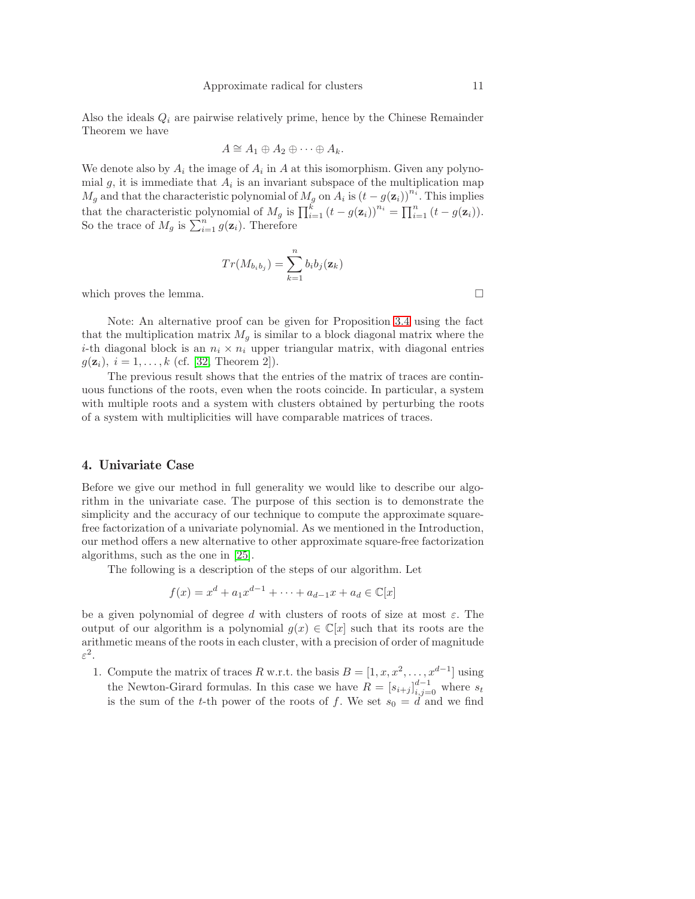Also the ideals $Q_i$ are pairwise relatively prime, hence by the Chinese Remainder Theorem we have

$$A \cong A_1 \oplus A_2 \oplus \cdots \oplus A_k.$$

We denote also by $A_i$ the image of $A_i$ in $A$ at this isomorphism. Given any polynomial $g$, it is immediate that $A_i$ is an invariant subspace of the multiplication map $M_g$ and that the characteristic polynomial of $M_g$ on $A_i$ is $(t - g(\mathbf{z}_i))^{n_i}$. This implies that the characteristic polynomial of $M_g$ is $\prod_{i=1}^{k} (t - g(\mathbf{z}_i))^{n_i} = \prod_{i=1}^{n} (t - g(\mathbf{z}_i))$. So the trace of $M_g$ is $\sum_{i=1}^{n} g(\mathbf{z}_i)$. Therefore

$$Tr(M_{b_i b_j}) = \sum_{k=1}^{n} b_i b_j(\mathbf{z}_k)$$

which proves the lemma. □

Note: An alternative proof can be given for Proposition 3.4 using the fact that the multiplication matrix $M_g$ is similar to a block diagonal matrix where the $i$-th diagonal block is an $n_i \times n_i$ upper triangular matrix, with diagonal entries $g(\mathbf{z}_i)$, $i = 1, \ldots, k$ (cf. [32, Theorem 2]).

The previous result shows that the entries of the matrix of traces are continuous functions of the roots, even when the roots coincide. In particular, a system with multiple roots and a system with clusters obtained by perturbing the roots of a system with multiplicities will have comparable matrices of traces.

## 4. Univariate Case

Before we give our method in full generality we would like to describe our algorithm in the univariate case. The purpose of this section is to demonstrate the simplicity and the accuracy of our technique to compute the approximate square-free factorization of a univariate polynomial. As we mentioned in the Introduction, our method offers a new alternative to other approximate square-free factorization algorithms, such as the one in [25].

The following is a description of the steps of our algorithm. Let

$$f(x) = x^d + a_1 x^{d-1} + \cdots + a_{d-1} x + a_d \in \mathbb{C}[x]$$

be a given polynomial of degree $d$ with clusters of roots of size at most $\varepsilon$. The output of our algorithm is a polynomial $g(x) \in \mathbb{C}[x]$ such that its roots are the arithmetic means of the roots in each cluster, with a precision of order of magnitude $\varepsilon^2$.

1. Compute the matrix of traces $R$ w.r.t. the basis $B = [1, x, x^2, \ldots, x^{d-1}]$ using the Newton-Girard formulas. In this case we have $R = [s_{i+j}]_{i,j=0}^{d-1}$ where $s_t$ is the sum of the $t$-th power of the roots of $f$. We set $s_0 = d$ and we find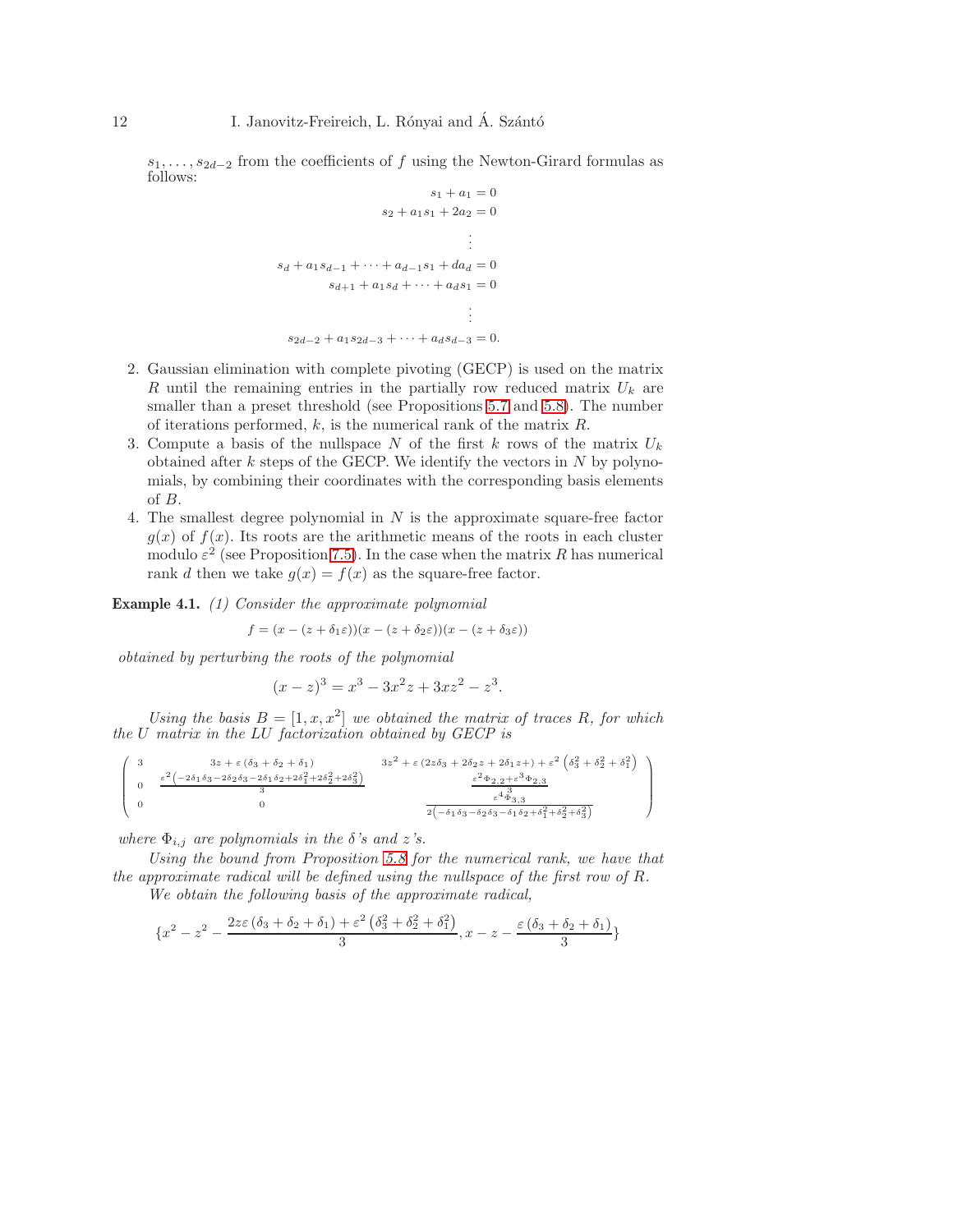$s_1, \ldots, s_{2d-2}$ from the coefficients of $f$ using the Newton-Girard formulas as follows:

$$
\begin{aligned}
s_1 + a_1 &= 0\\
s_2 + a_1 s_1 + 2a_2 &= 0\\
&\vdots\\
s_d + a_1 s_{d-1} + \cdots + a_{d-1}s_1 + d a_d &= 0\\
s_{d+1} + a_1 s_d + \cdots + a_d s_1 &= 0\\
&\vdots\\
s_{2d-2} + a_1 s_{2d-3} + \cdots + a_d s_{d-3} &= 0.
\end{aligned}
$$

2. Gaussian elimination with complete pivoting (GECP) is used on the matrix $R$ until the remaining entries in the partially row reduced matrix $U_k$ are smaller than a preset threshold (see Propositions 5.7 and 5.8). The number of iterations performed, $k$, is the numerical rank of the matrix $R$.
3. Compute a basis of the nullspace $N$ of the first $k$ rows of the matrix $U_k$ obtained after $k$ steps of the GECP. We identify the vectors in $N$ by polynomials, by combining their coordinates with the corresponding basis elements of $B$.
4. The smallest degree polynomial in $N$ is the approximate square-free factor $g(x)$ of $f(x)$. Its roots are the arithmetic means of the roots in each cluster modulo $\varepsilon^2$ (see Proposition 7.5). In the case when the matrix $R$ has numerical rank $d$ then we take $g(x) = f(x)$ as the square-free factor.

**Example 4.1.** *(1) Consider the approximate polynomial*

$$f = (x - (z + \delta_1\varepsilon))(x - (z + \delta_2\varepsilon))(x - (z + \delta_3\varepsilon))$$

*obtained by perturbing the roots of the polynomial*

$$(x - z)^3 = x^3 - 3x^2 z + 3xz^2 - z^3.$$

*Using the basis $B = [1, x, x^2]$ we obtained the matrix of traces $R$, for which the $U$ matrix in the LU factorization obtained by GECP is*

$$
\begin{pmatrix}
3 & 3z + \varepsilon\left(\delta_3 + \delta_2 + \delta_1\right) & 3z^2 + \varepsilon\left(2z\delta_3 + 2\delta_2 z + 2\delta_1 z +\right) + \varepsilon^2\left(\delta_3^2 + \delta_2^2 + \delta_1^2\right)\\
0 & \frac{\varepsilon^2\left(-2\delta_1\delta_3 - 2\delta_2\delta_3 - 2\delta_1\delta_2 + 2\delta_1^2 + 2\delta_2^2 + 2\delta_3^2\right)}{3} & \frac{\varepsilon^2\Phi_{2,2} + \varepsilon^3\Phi_{2,3}}{3}\\
0 & 0 & \frac{\varepsilon^4\Phi_{3,3}}{2\left(-\delta_1\delta_3 - \delta_2\delta_3 - \delta_1\delta_2 + \delta_1^2 + \delta_2^2 + \delta_3^2\right)}
\end{pmatrix}
$$

*where $\Phi_{i,j}$ are polynomials in the $\delta$'s and $z$'s.*

*Using the bound from Proposition 5.8 for the numerical rank, we have that the approximate radical will be defined using the nullspace of the first row of $R$.*

*We obtain the following basis of the approximate radical,*

$$\{x^2 - z^2 - \frac{2z\varepsilon\left(\delta_3 + \delta_2 + \delta_1\right) + \varepsilon^2\left(\delta_3^2 + \delta_2^2 + \delta_1^2\right)}{3}, x - z - \frac{\varepsilon\left(\delta_3 + \delta_2 + \delta_1\right)}{3}\}$$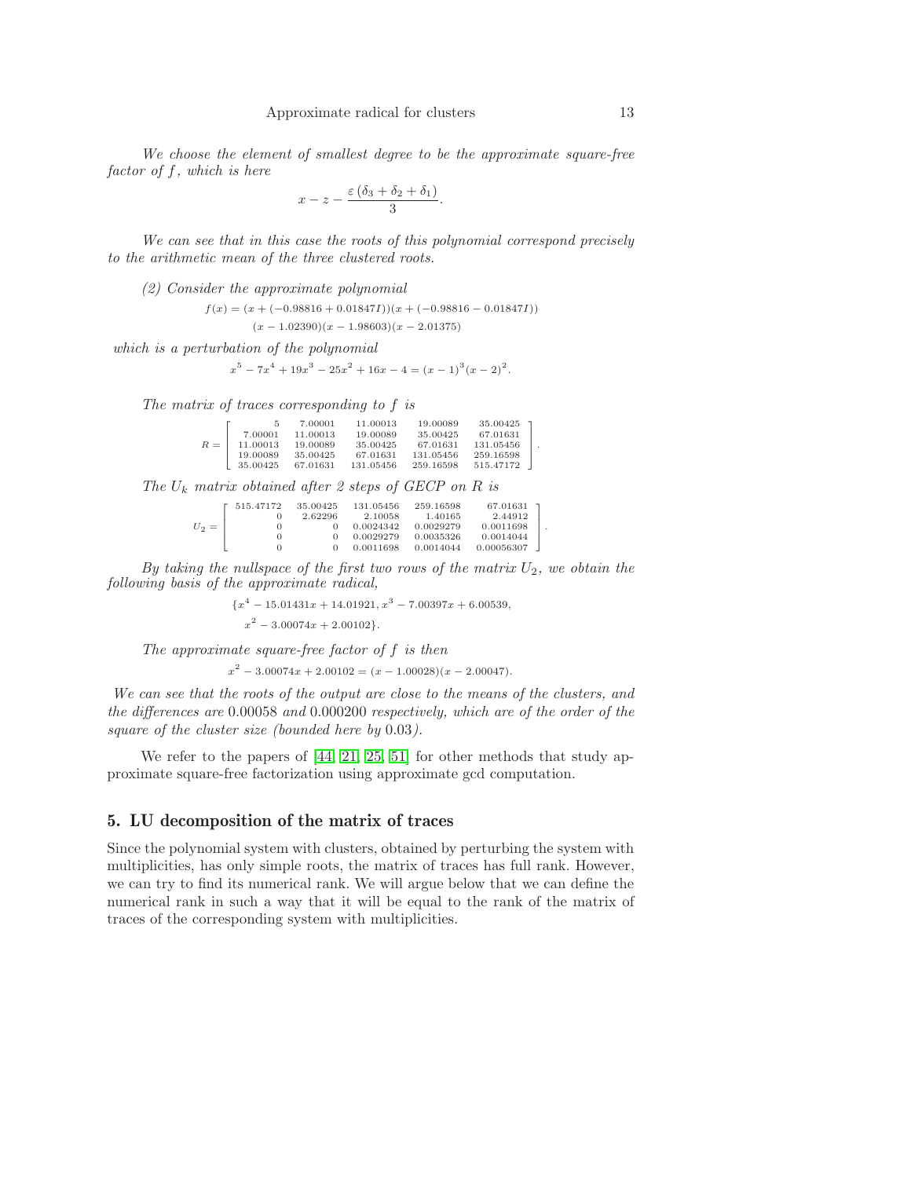*We choose the element of smallest degree to be the approximate square-free factor of $f$, which is here*

$$x - z - \frac{\varepsilon\,(\delta_3 + \delta_2 + \delta_1)}{3}.$$

*We can see that in this case the roots of this polynomial correspond precisely to the arithmetic mean of the three clustered roots.*

*(2) Consider the approximate polynomial*

$$f(x) = (x + (-0.98816 + 0.01847I))(x + (-0.98816 - 0.01847I))$$
$$(x - 1.02390)(x - 1.98603)(x - 2.01375)$$

*which is a perturbation of the polynomial*

$$x^5 - 7x^4 + 19x^3 - 25x^2 + 16x - 4 = (x-1)^3(x-2)^2.$$

*The matrix of traces corresponding to $f$ is*

$$R = \begin{bmatrix} 5 & 7.00001 & 11.00013 & 19.00089 & 35.00425 \\ 7.00001 & 11.00013 & 19.00089 & 35.00425 & 67.01631 \\ 11.00013 & 19.00089 & 35.00425 & 67.01631 & 131.05456 \\ 19.00089 & 35.00425 & 67.01631 & 131.05456 & 259.16598 \\ 35.00425 & 67.01631 & 131.05456 & 259.16598 & 515.47172 \end{bmatrix}.$$

*The $U_k$ matrix obtained after 2 steps of GECP on $R$ is*

$$U_2 = \begin{bmatrix} 515.47172 & 35.00425 & 131.05456 & 259.16598 & 67.01631 \\ 0 & 2.62296 & 2.10058 & 1.40165 & 2.44912 \\ 0 & 0 & 0.0024342 & 0.0029279 & 0.0011698 \\ 0 & 0 & 0.0029279 & 0.0035326 & 0.0014044 \\ 0 & 0 & 0.0011698 & 0.0014044 & 0.00056307 \end{bmatrix}.$$

*By taking the nullspace of the first two rows of the matrix $U_2$, we obtain the following basis of the approximate radical,*

$$\{x^4 - 15.01431x + 14.01921,\ x^3 - 7.00397x + 6.00539,$$
$$x^2 - 3.00074x + 2.00102\}.$$

*The approximate square-free factor of $f$ is then*

$$x^2 - 3.00074x + 2.00102 = (x - 1.00028)(x - 2.00047).$$

*We can see that the roots of the output are close to the means of the clusters, and the differences are* 0.00058 *and* 0.000200 *respectively, which are of the order of the square of the cluster size (bounded here by* 0.03*).*

We refer to the papers of [44, 21, 25, 51] for other methods that study approximate square-free factorization using approximate gcd computation.

## 5. LU decomposition of the matrix of traces

Since the polynomial system with clusters, obtained by perturbing the system with multiplicities, has only simple roots, the matrix of traces has full rank. However, we can try to find its numerical rank. We will argue below that we can define the numerical rank in such a way that it will be equal to the rank of the matrix of traces of the corresponding system with multiplicities.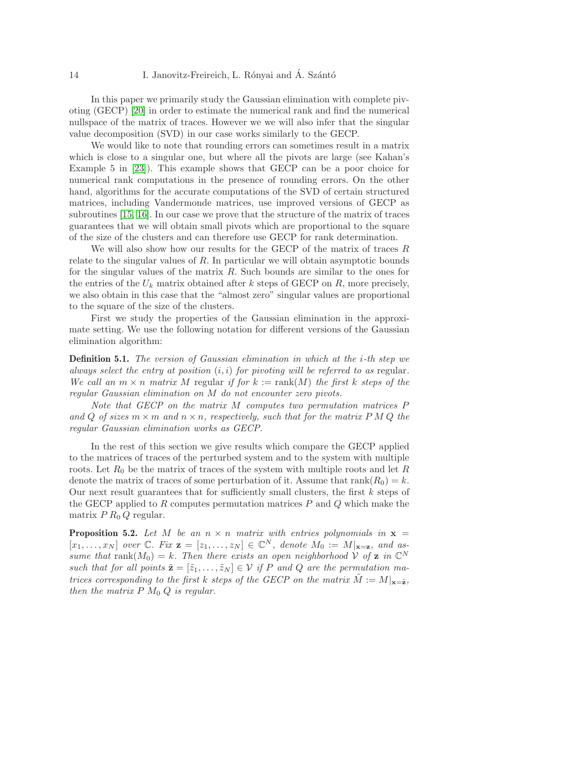In this paper we primarily study the Gaussian elimination with complete pivoting (GECP) [20] in order to estimate the numerical rank and find the numerical nullspace of the matrix of traces. However we we will also infer that the singular value decomposition (SVD) in our case works similarly to the GECP.

We would like to note that rounding errors can sometimes result in a matrix which is close to a singular one, but where all the pivots are large (see Kahan's Example 5 in [23]). This example shows that GECP can be a poor choice for numerical rank computations in the presence of rounding errors. On the other hand, algorithms for the accurate computations of the SVD of certain structured matrices, including Vandermonde matrices, use improved versions of GECP as subroutines [15, 16]. In our case we prove that the structure of the matrix of traces guarantees that we will obtain small pivots which are proportional to the square of the size of the clusters and can therefore use GECP for rank determination.

We will also show how our results for the GECP of the matrix of traces $R$ relate to the singular values of $R$. In particular we will obtain asymptotic bounds for the singular values of the matrix $R$. Such bounds are similar to the ones for the entries of the $U_k$ matrix obtained after $k$ steps of GECP on $R$, more precisely, we also obtain in this case that the "almost zero" singular values are proportional to the square of the size of the clusters.

First we study the properties of the Gaussian elimination in the approximate setting. We use the following notation for different versions of the Gaussian elimination algorithm:

**Definition 5.1.** *The version of Gaussian elimination in which at the $i$-th step we always select the entry at position $(i,i)$ for pivoting will be referred to as* regular*. We call an $m \times n$ matrix $M$* regular *if for $k := \operatorname{rank}(M)$ the first $k$ steps of the regular Gaussian elimination on $M$ do not encounter zero pivots.*

*Note that GECP on the matrix $M$ computes two permutation matrices $P$ and $Q$ of sizes $m \times m$ and $n \times n$, respectively, such that for the matrix $P\,M\,Q$ the regular Gaussian elimination works as GECP.*

In the rest of this section we give results which compare the GECP applied to the matrices of traces of the perturbed system and to the system with multiple roots. Let $R_0$ be the matrix of traces of the system with multiple roots and let $R$ denote the matrix of traces of some perturbation of it. Assume that $\operatorname{rank}(R_0) = k$. Our next result guarantees that for sufficiently small clusters, the first $k$ steps of the GECP applied to $R$ computes permutation matrices $P$ and $Q$ which make the matrix $P\,R_0\,Q$ regular.

**Proposition 5.2.** *Let $M$ be an $n \times n$ matrix with entries polynomials in $\mathbf{x} = [x_1, \ldots, x_N]$ over $\mathbb{C}$. Fix $\mathbf{z} = [z_1, \ldots, z_N] \in \mathbb{C}^N$, denote $M_0 := M|_{\mathbf{x}=\mathbf{z}}$, and assume that $\operatorname{rank}(M_0) = k$. Then there exists an open neighborhood $\mathcal{V}$ of $\mathbf{z}$ in $\mathbb{C}^N$ such that for all points $\tilde{\mathbf{z}} = [\tilde{z}_1, \ldots, \tilde{z}_N] \in \mathcal{V}$ if $P$ and $Q$ are the permutation matrices corresponding to the first $k$ steps of the GECP on the matrix $\tilde{M} := M|_{\mathbf{x}=\tilde{\mathbf{z}}}$, then the matrix $P\,M_0\,Q$ is regular.*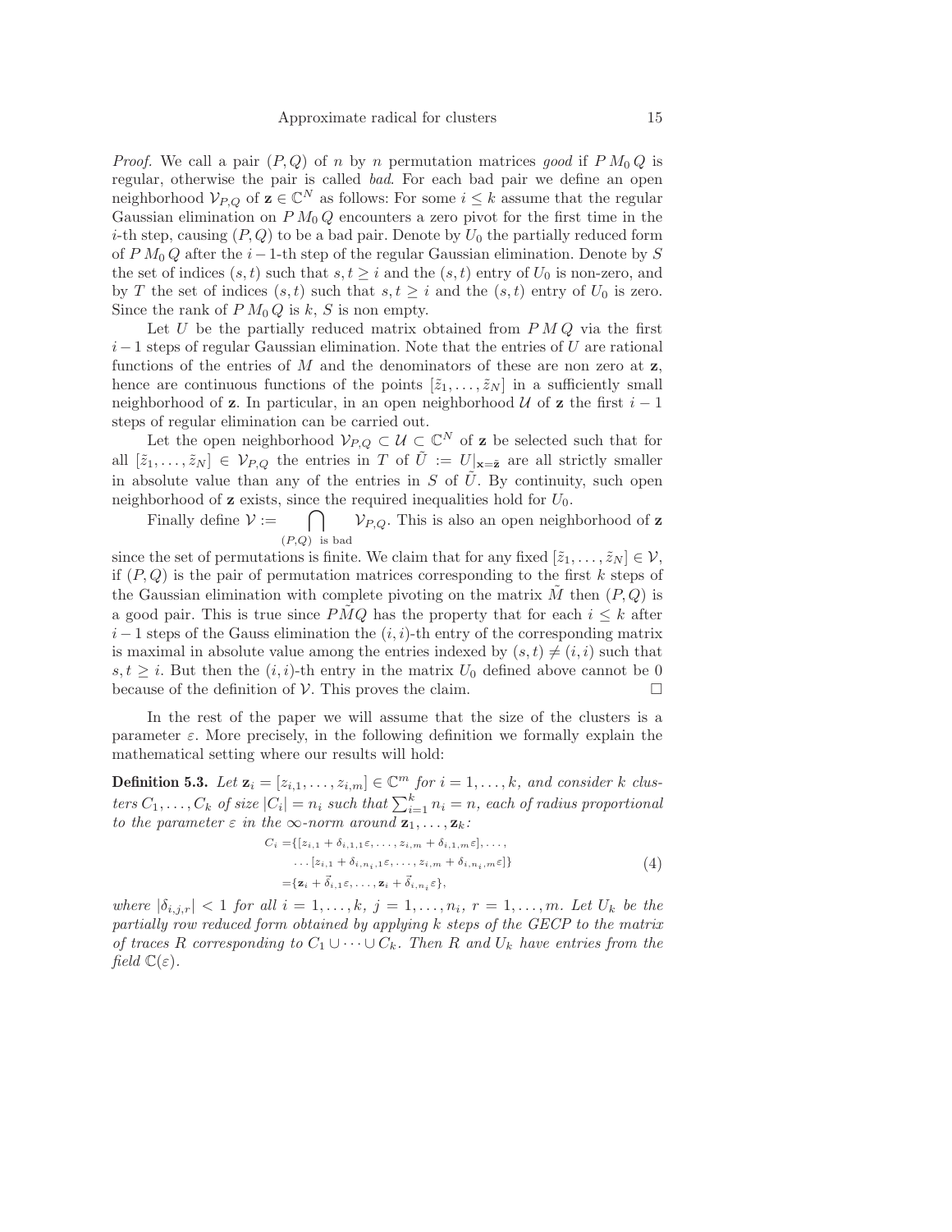*Proof.* We call a pair $(P,Q)$ of $n$ by $n$ permutation matrices *good* if $P\,M_0\,Q$ is regular, otherwise the pair is called *bad*. For each bad pair we define an open neighborhood $\mathcal{V}_{P,Q}$ of $\mathbf{z} \in \mathbb{C}^N$ as follows: For some $i \leq k$ assume that the regular Gaussian elimination on $P\,M_0\,Q$ encounters a zero pivot for the first time in the $i$-th step, causing $(P,Q)$ to be a bad pair. Denote by $U_0$ the partially reduced form of $P\,M_0\,Q$ after the $i-1$-th step of the regular Gaussian elimination. Denote by $S$ the set of indices $(s,t)$ such that $s,t \geq i$ and the $(s,t)$ entry of $U_0$ is non-zero, and by $T$ the set of indices $(s,t)$ such that $s,t \geq i$ and the $(s,t)$ entry of $U_0$ is zero. Since the rank of $P\,M_0\,Q$ is $k$, $S$ is non empty.

Let $U$ be the partially reduced matrix obtained from $P\,M\,Q$ via the first $i-1$ steps of regular Gaussian elimination. Note that the entries of $U$ are rational functions of the entries of $M$ and the denominators of these are non zero at $\mathbf{z}$, hence are continuous functions of the points $[\tilde{z}_1,\ldots,\tilde{z}_N]$ in a sufficiently small neighborhood of $\mathbf{z}$. In particular, in an open neighborhood $\mathcal{U}$ of $\mathbf{z}$ the first $i-1$ steps of regular elimination can be carried out.

Let the open neighborhood $\mathcal{V}_{P,Q} \subset \mathcal{U} \subset \mathbb{C}^N$ of $\mathbf{z}$ be selected such that for all $[\tilde{z}_1,\ldots,\tilde{z}_N] \in \mathcal{V}_{P,Q}$ the entries in $T$ of $\tilde{U} := U|_{\mathbf{x}=\tilde{\mathbf{z}}}$ are all strictly smaller in absolute value than any of the entries in $S$ of $\tilde{U}$. By continuity, such open neighborhood of $\mathbf{z}$ exists, since the required inequalities hold for $U_0$.

Finally define $\mathcal{V} := \bigcap_{(P,Q)\ \text{is bad}} \mathcal{V}_{P,Q}$. This is also an open neighborhood of $\mathbf{z}$ since the set of permutations is finite. We claim that for any fixed $[\tilde{z}_1,\ldots,\tilde{z}_N] \in \mathcal{V}$, if $(P,Q)$ is the pair of permutation matrices corresponding to the first $k$ steps of the Gaussian elimination with complete pivoting on the matrix $\tilde{M}$ then $(P,Q)$ is a good pair. This is true since $P\tilde{M}Q$ has the property that for each $i \leq k$ after $i-1$ steps of the Gauss elimination the $(i,i)$-th entry of the corresponding matrix is maximal in absolute value among the entries indexed by $(s,t) \neq (i,i)$ such that $s,t \geq i$. But then the $(i,i)$-th entry in the matrix $U_0$ defined above cannot be 0 because of the definition of $\mathcal{V}$. This proves the claim. $\square$

In the rest of the paper we will assume that the size of the clusters is a parameter $\varepsilon$. More precisely, in the following definition we formally explain the mathematical setting where our results will hold:

**Definition 5.3.** *Let $\mathbf{z}_i = [z_{i,1},\ldots,z_{i,m}] \in \mathbb{C}^m$ for $i = 1,\ldots,k$, and consider $k$ clusters $C_1,\ldots,C_k$ of size $|C_i| = n_i$ such that $\sum_{i=1}^k n_i = n$, each of radius proportional to the parameter $\varepsilon$ in the $\infty$-norm around $\mathbf{z}_1,\ldots,\mathbf{z}_k$:*

$$
\begin{aligned}
C_i =& \{[z_{i,1}+\delta_{i,1,1}\varepsilon,\ldots,z_{i,m}+\delta_{i,1,m}\varepsilon],\ldots,\\
& \ldots [z_{i,1}+\delta_{i,n_i,1}\varepsilon,\ldots,z_{i,m}+\delta_{i,n_i,m}\varepsilon]\} \\
=& \{\mathbf{z}_i+\vec{\delta}_{i,1}\varepsilon,\ldots,\mathbf{z}_i+\vec{\delta}_{i,n_i}\varepsilon\},
\end{aligned}
\tag{4}
$$

*where $|\delta_{i,j,r}| < 1$ for all $i = 1,\ldots,k$, $j = 1,\ldots,n_i$, $r = 1,\ldots,m$. Let $U_k$ be the partially row reduced form obtained by applying $k$ steps of the GECP to the matrix of traces $R$ corresponding to $C_1 \cup \cdots \cup C_k$. Then $R$ and $U_k$ have entries from the field $\mathbb{C}(\varepsilon)$.*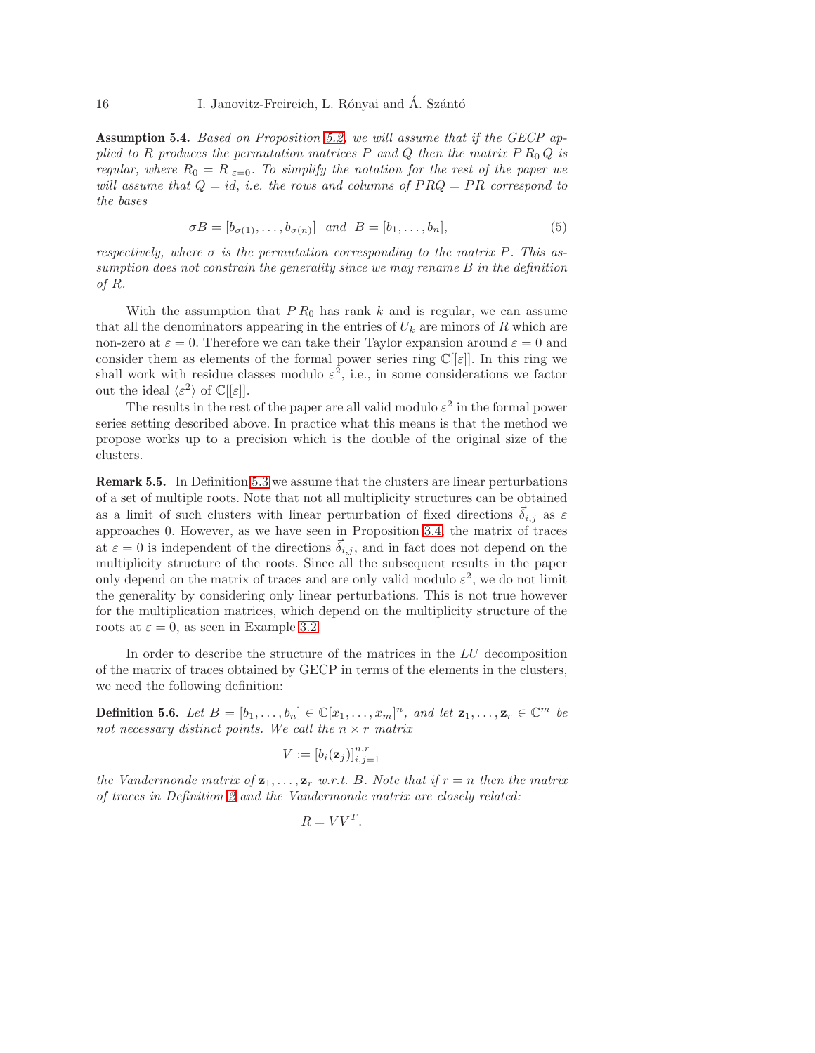**Assumption 5.4.** *Based on Proposition 5.2, we will assume that if the GECP applied to $R$ produces the permutation matrices $P$ and $Q$ then the matrix $P\,R_0\,Q$ is regular, where $R_0 = R|_{\varepsilon=0}$. To simplify the notation for the rest of the paper we will assume that $Q = id$, i.e. the rows and columns of $PRQ = PR$ correspond to the bases*

$$\sigma B = [b_{\sigma(1)}, \ldots, b_{\sigma(n)}] \quad \text{and} \quad B = [b_1, \ldots, b_n], \tag{5}$$

*respectively, where $\sigma$ is the permutation corresponding to the matrix $P$. This assumption does not constrain the generality since we may rename $B$ in the definition of $R$.*

With the assumption that $P\,R_0$ has rank $k$ and is regular, we can assume that all the denominators appearing in the entries of $U_k$ are minors of $R$ which are non-zero at $\varepsilon = 0$. Therefore we can take their Taylor expansion around $\varepsilon = 0$ and consider them as elements of the formal power series ring $\mathbb{C}[[\varepsilon]]$. In this ring we shall work with residue classes modulo $\varepsilon^2$, i.e., in some considerations we factor out the ideal $\langle \varepsilon^2 \rangle$ of $\mathbb{C}[[\varepsilon]]$.

The results in the rest of the paper are all valid modulo $\varepsilon^2$ in the formal power series setting described above. In practice what this means is that the method we propose works up to a precision which is the double of the original size of the clusters.

**Remark 5.5.** In Definition 5.3 we assume that the clusters are linear perturbations of a set of multiple roots. Note that not all multiplicity structures can be obtained as a limit of such clusters with linear perturbation of fixed directions $\vec{\delta}_{i,j}$ as $\varepsilon$ approaches 0. However, as we have seen in Proposition 3.4, the matrix of traces at $\varepsilon = 0$ is independent of the directions $\vec{\delta}_{i,j}$, and in fact does not depend on the multiplicity structure of the roots. Since all the subsequent results in the paper only depend on the matrix of traces and are only valid modulo $\varepsilon^2$, we do not limit the generality by considering only linear perturbations. This is not true however for the multiplication matrices, which depend on the multiplicity structure of the roots at $\varepsilon = 0$, as seen in Example 3.2.

In order to describe the structure of the matrices in the $LU$ decomposition of the matrix of traces obtained by GECP in terms of the elements in the clusters, we need the following definition:

**Definition 5.6.** *Let $B = [b_1, \ldots, b_n] \in \mathbb{C}[x_1, \ldots, x_m]^n$, and let $\mathbf{z}_1, \ldots, \mathbf{z}_r \in \mathbb{C}^m$ be not necessary distinct points. We call the $n \times r$ matrix*

$$V := [b_i(\mathbf{z}_j)]_{i,j=1}^{n,r}$$

*the Vandermonde matrix of $\mathbf{z}_1, \ldots, \mathbf{z}_r$ w.r.t. $B$. Note that if $r = n$ then the matrix of traces in Definition 2 and the Vandermonde matrix are closely related:*

$$R = VV^T.$$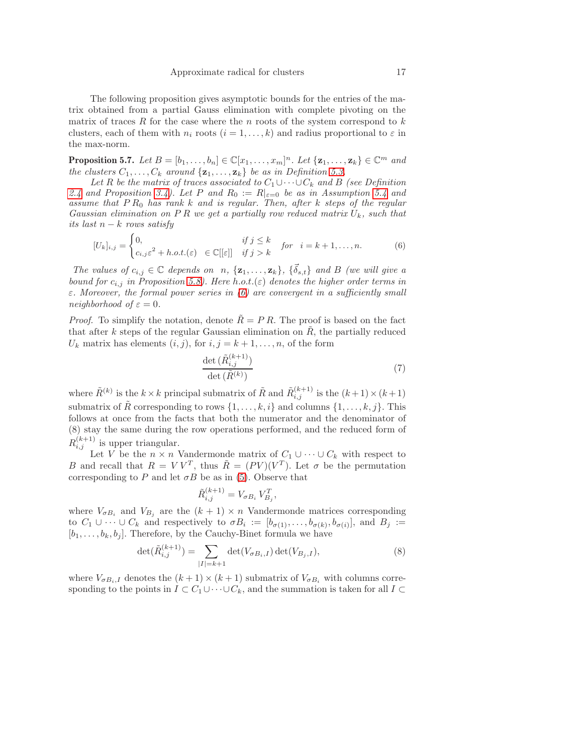The following proposition gives asymptotic bounds for the entries of the matrix obtained from a partial Gauss elimination with complete pivoting on the matrix of traces $R$ for the case where the $n$ roots of the system correspond to $k$ clusters, each of them with $n_i$ roots ($i = 1, \ldots, k$) and radius proportional to $\varepsilon$ in the max-norm.

**Proposition 5.7.** *Let $B = [b_1, \ldots, b_n] \in \mathbb{C}[x_1, \ldots, x_m]^n$. Let $\{\mathbf{z}_1, \ldots, \mathbf{z}_k\} \in \mathbb{C}^m$ and the clusters $C_1, \ldots, C_k$ around $\{\mathbf{z}_1, \ldots, \mathbf{z}_k\}$ be as in Definition 5.3.*

*Let $R$ be the matrix of traces associated to $C_1 \cup \cdots \cup C_k$ and $B$ (see Definition 2.4 and Proposition 3.4). Let $P$ and $R_0 := R|_{\varepsilon=0}$ be as in Assumption 5.4 and assume that $P\,R_0$ has rank $k$ and is regular. Then, after $k$ steps of the regular Gaussian elimination on $P\,R$ we get a partially row reduced matrix $U_k$, such that its last $n-k$ rows satisfy*

$$[U_k]_{i,j} = \begin{cases} 0, & \text{if } j \le k \\ c_{i,j}\varepsilon^2 + h.o.t.(\varepsilon) \quad \in \mathbb{C}[[\varepsilon]] & \text{if } j > k \end{cases} \quad \text{for} \quad i = k+1, \ldots, n. \tag{6}$$

*The values of $c_{i,j} \in \mathbb{C}$ depends on $n$, $\{\mathbf{z}_1, \ldots, \mathbf{z}_k\}$, $\{\vec{\delta}_{s,t}\}$ and $B$ (we will give a bound for $c_{i,j}$ in Proposition 5.8). Here $h.o.t.(\varepsilon)$ denotes the higher order terms in $\varepsilon$. Moreover, the formal power series in (6) are convergent in a sufficiently small neighborhood of $\varepsilon = 0$.*

*Proof.* To simplify the notation, denote $\tilde{R} = P\,R$. The proof is based on the fact that after $k$ steps of the regular Gaussian elimination on $\tilde{R}$, the partially reduced $U_k$ matrix has elements $(i,j)$, for $i, j = k+1, \ldots, n$, of the form

$$\frac{\det(\tilde{R}^{(k+1)}_{i,j})}{\det(\tilde{R}^{(k)})} \tag{7}$$

where $\tilde{R}^{(k)}$ is the $k \times k$ principal submatrix of $\tilde{R}$ and $\tilde{R}^{(k+1)}_{i,j}$ is the $(k+1)\times(k+1)$ submatrix of $\tilde{R}$ corresponding to rows $\{1, \ldots, k, i\}$ and columns $\{1, \ldots, k, j\}$. This follows at once from the facts that both the numerator and the denominator of (8) stay the same during the row operations performed, and the reduced form of $R^{(k+1)}_{i,j}$ is upper triangular.

Let $V$ be the $n \times n$ Vandermonde matrix of $C_1 \cup \cdots \cup C_k$ with respect to $B$ and recall that $R = V\,V^T$, thus $\tilde{R} = (PV)(V^T)$. Let $\sigma$ be the permutation corresponding to $P$ and let $\sigma B$ be as in (5). Observe that

$$\tilde{R}^{(k+1)}_{i,j} = V_{\sigma B_i}\,V^T_{B_j},$$

where $V_{\sigma B_i}$ and $V_{B_j}$ are the $(k+1)\times n$ Vandermonde matrices corresponding to $C_1 \cup \cdots \cup C_k$ and respectively to $\sigma B_i := [b_{\sigma(1)}, \ldots, b_{\sigma(k)}, b_{\sigma(i)}]$, and $B_j := [b_1, \ldots, b_k, b_j]$. Therefore, by the Cauchy-Binet formula we have

$$\det(\tilde{R}^{(k+1)}_{i,j}) = \sum_{|I|=k+1} \det(V_{\sigma B_i, I}) \det(V_{B_j, I}), \tag{8}$$

where $V_{\sigma B_i, I}$ denotes the $(k+1)\times(k+1)$ submatrix of $V_{\sigma B_i}$ with columns corresponding to the points in $I \subset C_1 \cup \cdots \cup C_k$, and the summation is taken for all $I \subset$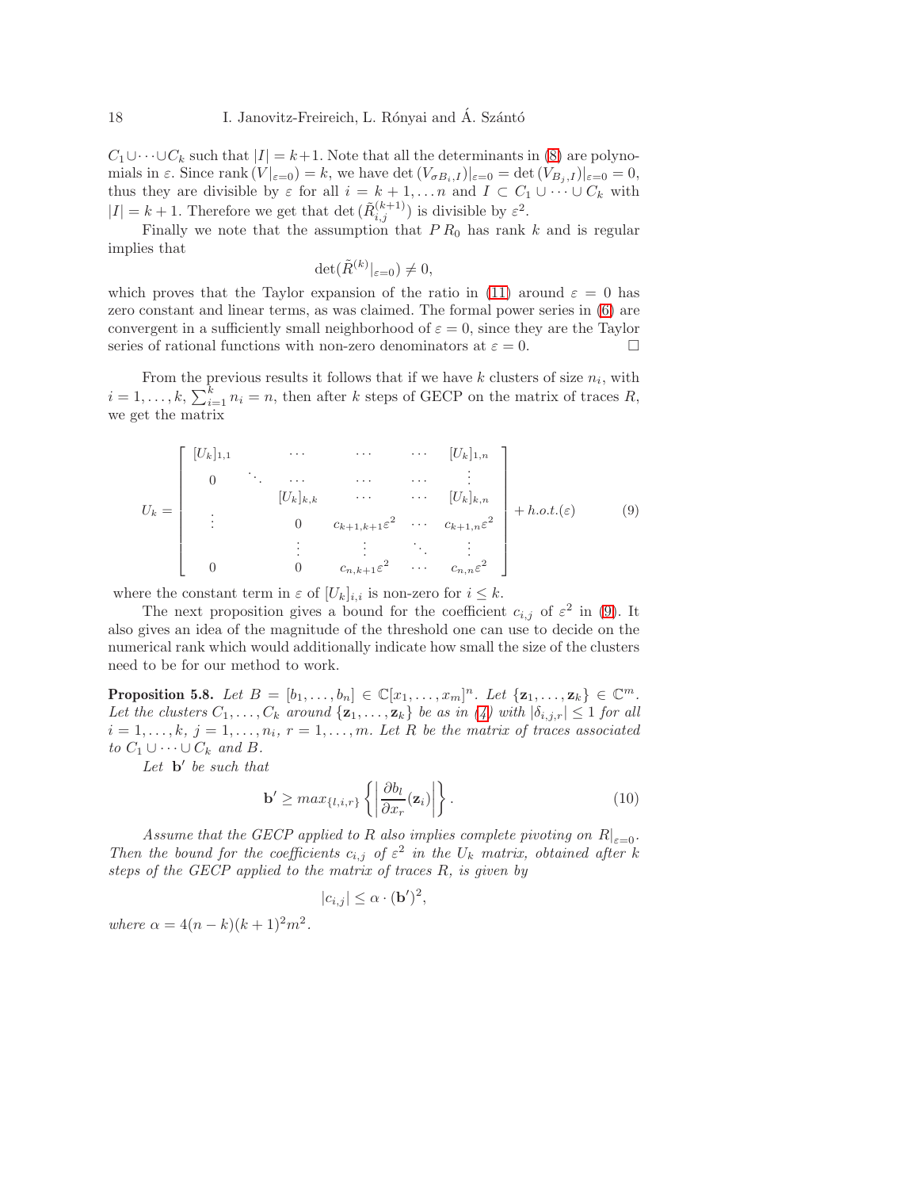$C_1 \cup \cdots \cup C_k$ such that $|I| = k+1$. Note that all the determinants in (8) are polynomials in $\varepsilon$. Since rank $(V|_{\varepsilon=0}) = k$, we have $\det(V_{\sigma B_i, I})|_{\varepsilon=0} = \det(V_{B_j, I})|_{\varepsilon=0} = 0$, thus they are divisible by $\varepsilon$ for all $i = k+1, \ldots n$ and $I \subset C_1 \cup \cdots \cup C_k$ with $|I| = k+1$. Therefore we get that $\det(\tilde{R}^{(k+1)}_{i,j})$ is divisible by $\varepsilon^2$.

Finally we note that the assumption that $P\,R_0$ has rank $k$ and is regular implies that

$$\det(\tilde{R}^{(k)}|_{\varepsilon=0}) \neq 0,$$

which proves that the Taylor expansion of the ratio in (11) around $\varepsilon = 0$ has zero constant and linear terms, as was claimed. The formal power series in (6) are convergent in a sufficiently small neighborhood of $\varepsilon = 0$, since they are the Taylor series of rational functions with non-zero denominators at $\varepsilon = 0$. $\square$

From the previous results it follows that if we have $k$ clusters of size $n_i$, with $i = 1, \ldots, k$, $\sum_{i=1}^{k} n_i = n$, then after $k$ steps of GECP on the matrix of traces $R$, we get the matrix

$$U_k = \begin{bmatrix} [U_k]_{1,1} & \cdots & \cdots & \cdots & [U_k]_{1,n} \\ 0 & \ddots & \cdots & \cdots & \vdots \\ & [U_k]_{k,k} & \cdots & \cdots & [U_k]_{k,n} \\ \vdots & 0 & c_{k+1,k+1}\varepsilon^2 & \cdots & c_{k+1,n}\varepsilon^2 \\ & \vdots & \vdots & \ddots & \vdots \\ 0 & 0 & c_{n,k+1}\varepsilon^2 & \cdots & c_{n,n}\varepsilon^2 \end{bmatrix} + h.o.t.(\varepsilon) \tag{9}$$

where the constant term in $\varepsilon$ of $[U_k]_{i,i}$ is non-zero for $i \leq k$.

The next proposition gives a bound for the coefficient $c_{i,j}$ of $\varepsilon^2$ in (9). It also gives an idea of the magnitude of the threshold one can use to decide on the numerical rank which would additionally indicate how small the size of the clusters need to be for our method to work.

**Proposition 5.8.** *Let $B = [b_1, \ldots, b_n] \in \mathbb{C}[x_1, \ldots, x_m]^n$. Let $\{\mathbf{z}_1, \ldots, \mathbf{z}_k\} \in \mathbb{C}^m$. Let the clusters $C_1, \ldots, C_k$ around $\{\mathbf{z}_1, \ldots, \mathbf{z}_k\}$ be as in (4) with $|\delta_{i,j,r}| \leq 1$ for all $i = 1, \ldots, k$, $j = 1, \ldots, n_i$, $r = 1, \ldots, m$. Let $R$ be the matrix of traces associated to $C_1 \cup \cdots \cup C_k$ and $B$.*

*Let $\mathbf{b}'$ be such that*

$$\mathbf{b}' \geq max_{\{l,i,r\}} \left\{ \left| \frac{\partial b_l}{\partial x_r}(\mathbf{z}_i) \right| \right\}. \tag{10}$$

*Assume that the GECP applied to $R$ also implies complete pivoting on $R|_{\varepsilon=0}$. Then the bound for the coefficients $c_{i,j}$ of $\varepsilon^2$ in the $U_k$ matrix, obtained after $k$ steps of the GECP applied to the matrix of traces $R$, is given by*

$$|c_{i,j}| \leq \alpha \cdot (\mathbf{b}')^2,$$

*where $\alpha = 4(n-k)(k+1)^2 m^2$.*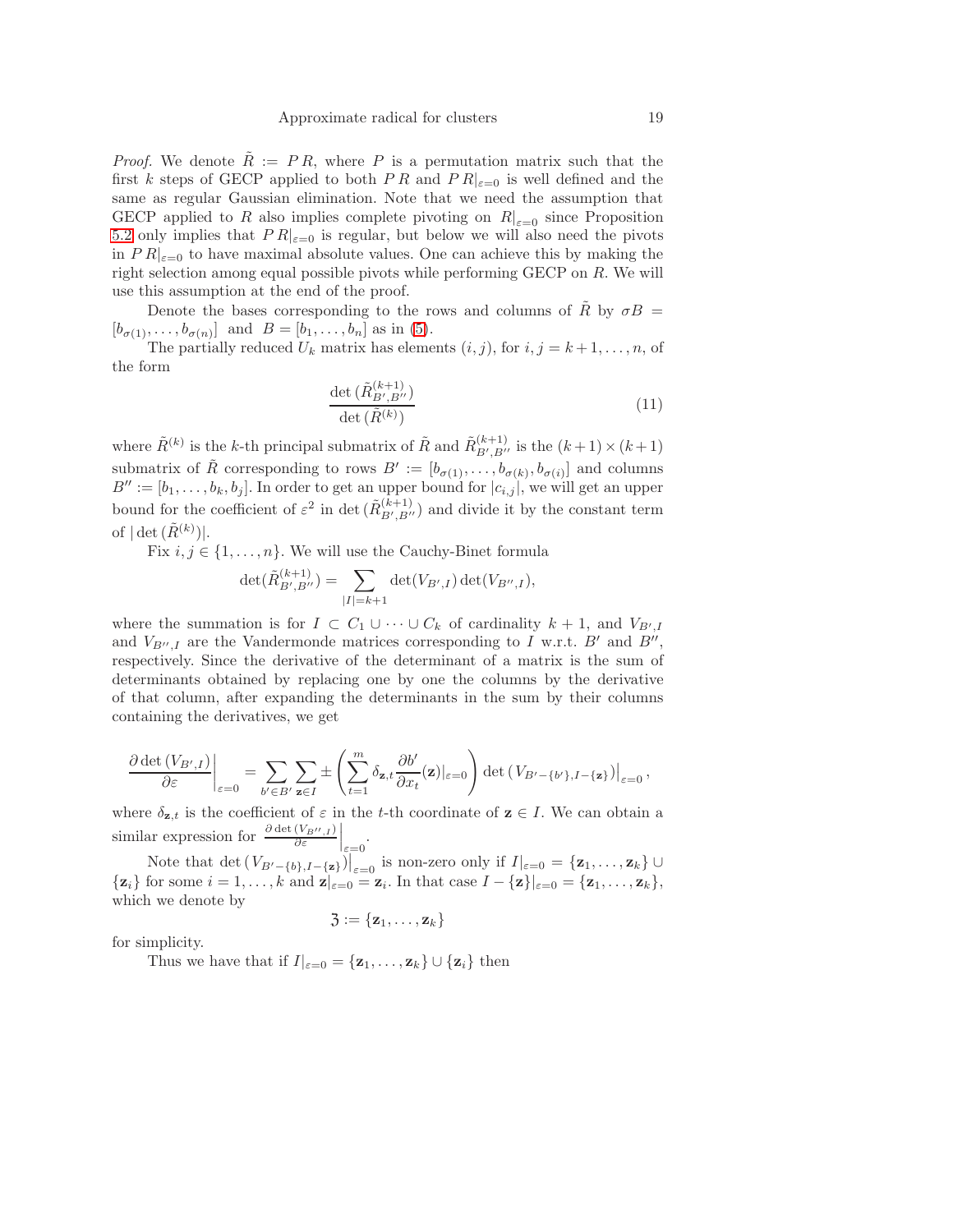*Proof.* We denote $\tilde{R} := P\,R$, where $P$ is a permutation matrix such that the first $k$ steps of GECP applied to both $P\,R$ and $P\,R|_{\varepsilon=0}$ is well defined and the same as regular Gaussian elimination. Note that we need the assumption that GECP applied to $R$ also implies complete pivoting on $R|_{\varepsilon=0}$ since Proposition 5.2 only implies that $P\,R|_{\varepsilon=0}$ is regular, but below we will also need the pivots in $P\,R|_{\varepsilon=0}$ to have maximal absolute values. One can achieve this by making the right selection among equal possible pivots while performing GECP on $R$. We will use this assumption at the end of the proof.

Denote the bases corresponding to the rows and columns of $\tilde{R}$ by $\sigma B = [b_{\sigma(1)}, \ldots, b_{\sigma(n)}]$ and $B = [b_1, \ldots, b_n]$ as in (5).

The partially reduced $U_k$ matrix has elements $(i,j)$, for $i, j = k+1, \ldots, n$, of the form

$$\frac{\det(\tilde{R}^{(k+1)}_{B',B''})}{\det(\tilde{R}^{(k)})} \tag{11}$$

where $\tilde{R}^{(k)}$ is the $k$-th principal submatrix of $\tilde{R}$ and $\tilde{R}^{(k+1)}_{B',B''}$ is the $(k+1)\times(k+1)$ submatrix of $\tilde{R}$ corresponding to rows $B' := [b_{\sigma(1)}, \ldots, b_{\sigma(k)}, b_{\sigma(i)}]$ and columns $B'' := [b_1, \ldots, b_k, b_j]$. In order to get an upper bound for $|c_{i,j}|$, we will get an upper bound for the coefficient of $\varepsilon^2$ in $\det(\tilde{R}^{(k+1)}_{B',B''})$ and divide it by the constant term of $|\det(\tilde{R}^{(k)})|$.

Fix $i, j \in \{1, \ldots, n\}$. We will use the Cauchy-Binet formula

$$\det(\tilde{R}^{(k+1)}_{B',B''}) = \sum_{|I|=k+1} \det(V_{B',I}) \det(V_{B'',I}),$$

where the summation is for $I \subset C_1 \cup \cdots \cup C_k$ of cardinality $k+1$, and $V_{B',I}$ and $V_{B'',I}$ are the Vandermonde matrices corresponding to $I$ w.r.t. $B'$ and $B''$, respectively. Since the derivative of the determinant of a matrix is the sum of determinants obtained by replacing one by one the columns by the derivative of that column, after expanding the determinants in the sum by their columns containing the derivatives, we get

$$\left.\frac{\partial \det(V_{B',I})}{\partial \varepsilon}\right|_{\varepsilon=0} = \sum_{b' \in B'} \sum_{\mathbf{z} \in I} \pm \left( \sum_{t=1}^{m} \delta_{\mathbf{z},t} \frac{\partial b'}{\partial x_t}(\mathbf{z})|_{\varepsilon=0} \right) \det\left(V_{B'-\{b'\}, I-\{\mathbf{z}\}}\right)\Big|_{\varepsilon=0},$$

where $\delta_{\mathbf{z},t}$ is the coefficient of $\varepsilon$ in the $t$-th coordinate of $\mathbf{z} \in I$. We can obtain a similar expression for $\left.\frac{\partial \det(V_{B'',I})}{\partial \varepsilon}\right|_{\varepsilon=0}$.

Note that $\det\left(V_{B'-\{b\}, I-\{\mathbf{z}\}}\right)\big|_{\varepsilon=0}$ is non-zero only if $I|_{\varepsilon=0} = \{\mathbf{z}_1, \ldots, \mathbf{z}_k\} \cup \{\mathbf{z}_i\}$ for some $i = 1, \ldots, k$ and $\mathbf{z}|_{\varepsilon=0} = \mathbf{z}_i$. In that case $I - \{\mathbf{z}\}|_{\varepsilon=0} = \{\mathbf{z}_1, \ldots, \mathbf{z}_k\}$, which we denote by

$$\mathfrak{Z} := \{\mathbf{z}_1, \ldots, \mathbf{z}_k\}$$

for simplicity.

Thus we have that if $I|_{\varepsilon=0} = \{\mathbf{z}_1, \ldots, \mathbf{z}_k\} \cup \{\mathbf{z}_i\}$ then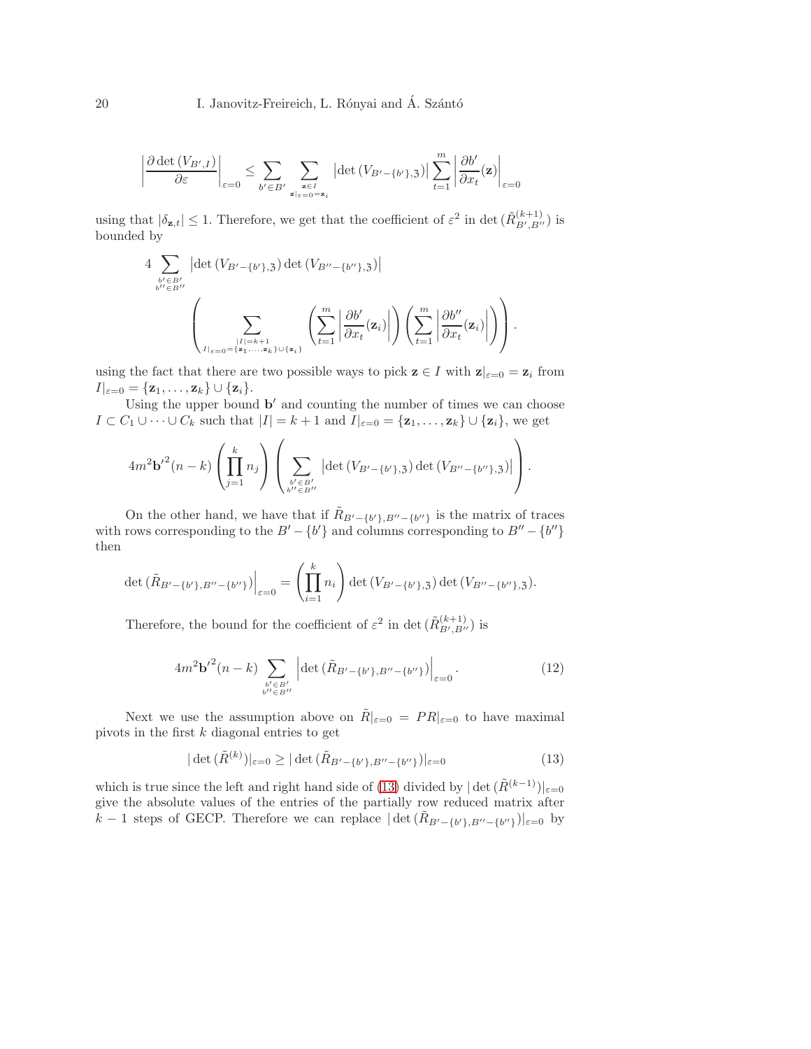$$\left|\frac{\partial \det(V_{B',I})}{\partial \varepsilon}\right|_{\varepsilon=0} \leq \sum_{b'\in B'} \sum_{\substack{\mathbf{z}\in I \\ \mathbf{z}|_{\varepsilon=0}=\mathbf{z}_i}} \left|\det(V_{B'-\{b'\},\mathfrak{Z}})\right| \sum_{t=1}^{m} \left|\frac{\partial b'}{\partial x_t}(\mathbf{z})\right|_{\varepsilon=0}$$

using that $|\delta_{\mathbf{z},t}| \leq 1$. Therefore, we get that the coefficient of $\varepsilon^2$ in $\det(\tilde{R}^{(k+1)}_{B',B''})$ is bounded by

$$4 \sum_{\substack{b'\in B' \\ b''\in B''}} \left|\det(V_{B'-\{b'\},\mathfrak{Z}}) \det(V_{B''-\{b''\},\mathfrak{Z}})\right| \left(\sum_{\substack{|I|=k+1 \\ I|_{\varepsilon=0}=\{\mathbf{z}_1,\ldots,\mathbf{z}_k\}\cup\{\mathbf{z}_i\}}} \left(\sum_{t=1}^{m}\left|\frac{\partial b'}{\partial x_t}(\mathbf{z}_i)\right|\right)\left(\sum_{t=1}^{m}\left|\frac{\partial b''}{\partial x_t}(\mathbf{z}_i)\right|\right)\right).$$

using the fact that there are two possible ways to pick $\mathbf{z} \in I$ with $\mathbf{z}|_{\varepsilon=0} = \mathbf{z}_i$ from $I|_{\varepsilon=0} = \{\mathbf{z}_1,\ldots,\mathbf{z}_k\} \cup \{\mathbf{z}_i\}$.

Using the upper bound $\mathbf{b}'$ and counting the number of times we can choose $I \subset C_1 \cup \cdots \cup C_k$ such that $|I| = k+1$ and $I|_{\varepsilon=0} = \{\mathbf{z}_1,\ldots,\mathbf{z}_k\} \cup \{\mathbf{z}_i\}$, we get

$$4m^2{\mathbf{b}'}^2(n-k)\left(\prod_{j=1}^{k} n_j\right)\left(\sum_{\substack{b'\in B' \\ b''\in B''}} \left|\det(V_{B'-\{b'\},\mathfrak{Z}}) \det(V_{B''-\{b''\},\mathfrak{Z}})\right|\right).$$

On the other hand, we have that if $\tilde{R}_{B'-\{b'\},B''-\{b''\}}$ is the matrix of traces with rows corresponding to the $B'-\{b'\}$ and columns corresponding to $B''-\{b''\}$ then

$$\det(\tilde{R}_{B'-\{b'\},B''-\{b''\}})\Big|_{\varepsilon=0} = \left(\prod_{i=1}^{k} n_i\right)\det(V_{B'-\{b'\},\mathfrak{Z}})\det(V_{B''-\{b''\},\mathfrak{Z}}).$$

Therefore, the bound for the coefficient of $\varepsilon^2$ in $\det(\tilde{R}^{(k+1)}_{B',B''})$ is

$$4m^2{\mathbf{b}'}^2(n-k)\sum_{\substack{b'\in B' \\ b''\in B''}}\left|\det(\tilde{R}_{B'-\{b'\},B''-\{b''\}})\right|_{\varepsilon=0}. \tag{12}$$

Next we use the assumption above on $\tilde{R}|_{\varepsilon=0} = PR|_{\varepsilon=0}$ to have maximal pivots in the first $k$ diagonal entries to get

$$|\det(\tilde{R}^{(k)})|_{\varepsilon=0} \geq |\det(\tilde{R}_{B'-\{b'\},B''-\{b''\}})|_{\varepsilon=0} \tag{13}$$

which is true since the left and right hand side of (13) divided by $|\det(\tilde{R}^{(k-1)})|_{\varepsilon=0}$ give the absolute values of the entries of the partially row reduced matrix after $k-1$ steps of GECP. Therefore we can replace $|\det(\tilde{R}_{B'-\{b'\},B''-\{b''\}})|_{\varepsilon=0}$ by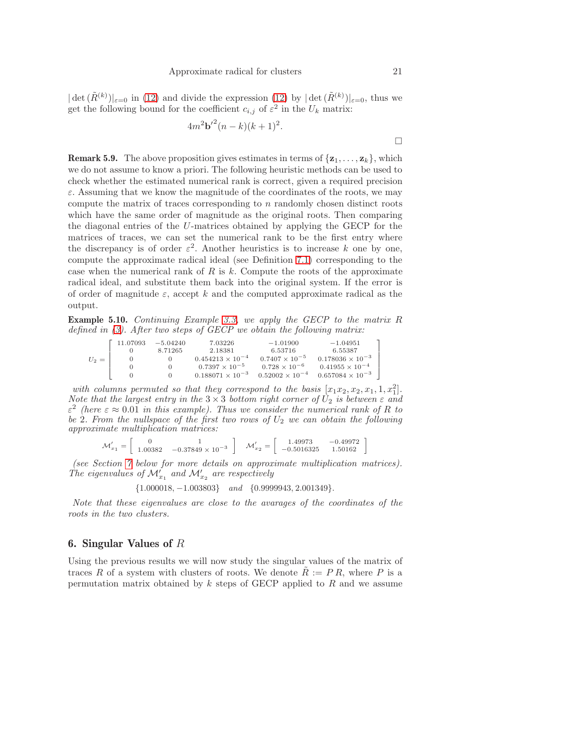$|\det(\tilde{R}^{(k)})|_{\varepsilon=0}$ in (12) and divide the expression (12) by $|\det(\tilde{R}^{(k)})|_{\varepsilon=0}$, thus we get the following bound for the coefficient $c_{i,j}$ of $\varepsilon^2$ in the $U_k$ matrix:

$$4m^2 \mathbf{b}'^2 (n-k)(k+1)^2.$$

□

**Remark 5.9.** The above proposition gives estimates in terms of $\{\mathbf{z}_1, \ldots, \mathbf{z}_k\}$, which we do not assume to know a priori. The following heuristic methods can be used to check whether the estimated numerical rank is correct, given a required precision $\varepsilon$. Assuming that we know the magnitude of the coordinates of the roots, we may compute the matrix of traces corresponding to $n$ randomly chosen distinct roots which have the same order of magnitude as the original roots. Then comparing the diagonal entries of the $U$-matrices obtained by applying the GECP for the matrices of traces, we can set the numerical rank to be the first entry where the discrepancy is of order $\varepsilon^2$. Another heuristics is to increase $k$ one by one, compute the approximate radical ideal (see Definition 7.1) corresponding to the case when the numerical rank of $R$ is $k$. Compute the roots of the approximate radical ideal, and substitute them back into the original system. If the error is of order of magnitude $\varepsilon$, accept $k$ and the computed approximate radical as the output.

**Example 5.10.** *Continuing Example 3.3, we apply the GECP to the matrix $R$ defined in (3). After two steps of GECP we obtain the following matrix:*

$$U_2 = \begin{bmatrix} 11.07093 & -5.04240 & 7.03226 & -1.01900 & -1.04951 \\ 0 & 8.71265 & 2.18381 & 6.53716 & 6.55387 \\ 0 & 0 & 0.454213 \times 10^{-4} & 0.7407 \times 10^{-5} & 0.178036 \times 10^{-3} \\ 0 & 0 & 0.7397 \times 10^{-5} & 0.728 \times 10^{-6} & 0.41955 \times 10^{-4} \\ 0 & 0 & 0.188071 \times 10^{-3} & 0.52002 \times 10^{-4} & 0.657084 \times 10^{-3} \end{bmatrix}$$

*with columns permuted so that they correspond to the basis $[x_1x_2, x_2, x_1, 1, x_1^2]$. Note that the largest entry in the $3 \times 3$ bottom right corner of $U_2$ is between $\varepsilon$ and $\varepsilon^2$ (here $\varepsilon \approx 0.01$ in this example). Thus we consider the numerical rank of $R$ to be 2. From the nullspace of the first two rows of $U_2$ we can obtain the following approximate multiplication matrices:*

$$\mathcal{M}'_{x_1} = \begin{bmatrix} 0 & 1 \\ 1.00382 & -0.37849 \times 10^{-3} \end{bmatrix} \quad \mathcal{M}'_{x_2} = \begin{bmatrix} 1.49973 & -0.49972 \\ -0.5016325 & 1.50162 \end{bmatrix}$$

*(see Section 7 below for more details on approximate multiplication matrices). The eigenvalues of $\mathcal{M}'_{x_1}$ and $\mathcal{M}'_{x_2}$ are respectively*

$$\{1.000018, -1.003803\} \quad \textit{and} \quad \{0.9999943, 2.001349\}.$$

*Note that these eigenvalues are close to the avarages of the coordinates of the roots in the two clusters.*

## 6. Singular Values of $R$

Using the previous results we will now study the singular values of the matrix of traces $R$ of a system with clusters of roots. We denote $\tilde{R} := P\,R$, where $P$ is a permutation matrix obtained by $k$ steps of GECP applied to $R$ and we assume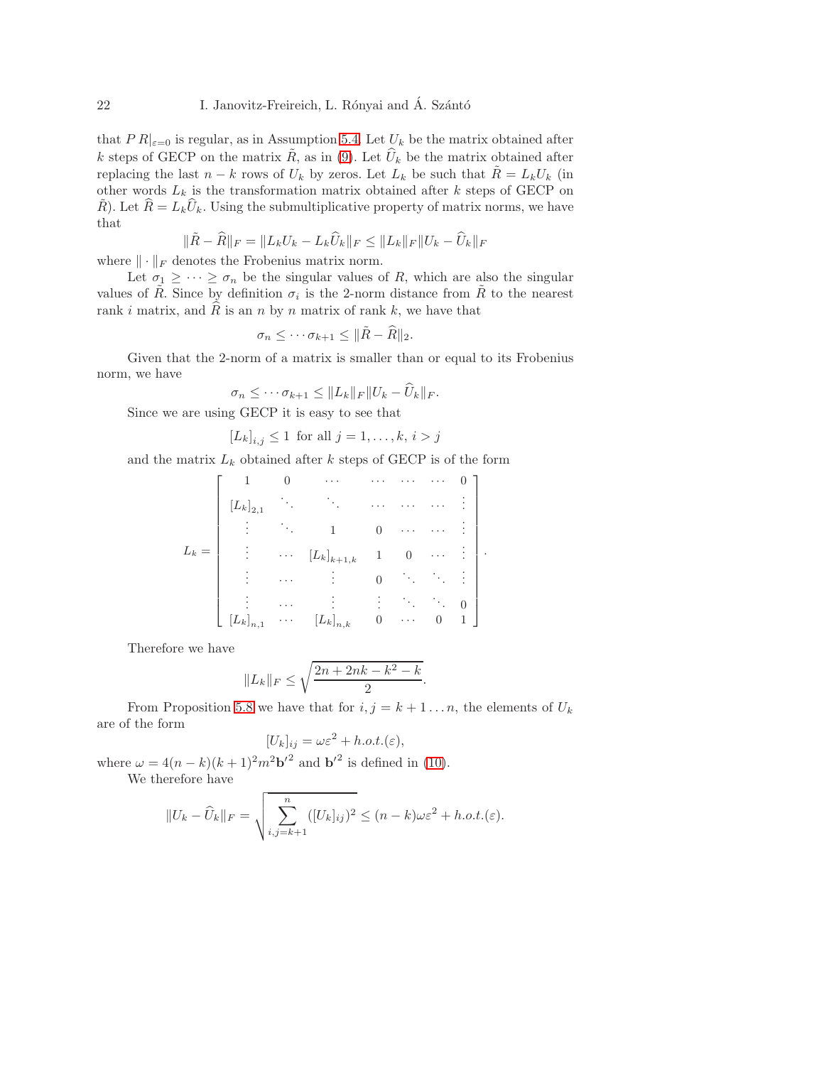that $P\,R|_{\varepsilon=0}$ is regular, as in Assumption 5.4. Let $U_k$ be the matrix obtained after $k$ steps of GECP on the matrix $\tilde{R}$, as in (9). Let $\widehat{U}_k$ be the matrix obtained after replacing the last $n-k$ rows of $U_k$ by zeros. Let $L_k$ be such that $\tilde{R} = L_k U_k$ (in other words $L_k$ is the transformation matrix obtained after $k$ steps of GECP on $\tilde{R}$). Let $\widehat{R} = L_k \widehat{U}_k$. Using the submultiplicative property of matrix norms, we have that

$$\|\tilde{R} - \widehat{R}\|_F = \|L_k U_k - L_k \widehat{U}_k\|_F \le \|L_k\|_F \|U_k - \widehat{U}_k\|_F$$

where $\|\cdot\|_F$ denotes the Frobenius matrix norm.

Let $\sigma_1 \ge \cdots \ge \sigma_n$ be the singular values of $R$, which are also the singular values of $\tilde{R}$. Since by definition $\sigma_i$ is the 2-norm distance from $\tilde{R}$ to the nearest rank $i$ matrix, and $\widehat{R}$ is an $n$ by $n$ matrix of rank $k$, we have that

$$\sigma_n \le \cdots \sigma_{k+1} \le \|\tilde{R} - \widehat{R}\|_2.$$

Given that the 2-norm of a matrix is smaller than or equal to its Frobenius norm, we have

$$\sigma_n \le \cdots \sigma_{k+1} \le \|L_k\|_F \|U_k - \widehat{U}_k\|_F.$$

Since we are using GECP it is easy to see that

$$[L_k]_{i,j} \le 1 \text{ for all } j = 1, \ldots, k,\ i > j$$

and the matrix $L_k$ obtained after $k$ steps of GECP is of the form

$$L_k = \begin{bmatrix} 1 & 0 & \cdots & \cdots & \cdots & \cdots & 0 \\ [L_k]_{2,1} & \ddots & \ddots & \cdots & \cdots & \cdots & \vdots \\ \vdots & \ddots & 1 & 0 & \cdots & \cdots & \vdots \\ \vdots & \cdots & [L_k]_{k+1,k} & 1 & 0 & \cdots & \vdots \\ \vdots & \cdots & \vdots & 0 & \ddots & \ddots & \vdots \\ \vdots & \cdots & \vdots & \vdots & \ddots & \ddots & 0 \\ [L_k]_{n,1} & \cdots & [L_k]_{n,k} & 0 & \cdots & 0 & 1 \end{bmatrix}.$$

Therefore we have

$$\|L_k\|_F \le \sqrt{\frac{2n + 2nk - k^2 - k}{2}}.$$

From Proposition 5.8 we have that for $i, j = k+1 \ldots n$, the elements of $U_k$ are of the form

$$[U_k]_{ij} = \omega\varepsilon^2 + h.o.t.(\varepsilon),$$

where $\omega = 4(n-k)(k+1)^2 m^2 \mathbf{b'}^2$ and $\mathbf{b'}^2$ is defined in (10).

We therefore have

$$\|U_k - \widehat{U}_k\|_F = \sqrt{\sum_{i,j=k+1}^{n} ([U_k]_{ij})^2} \le (n-k)\omega\varepsilon^2 + h.o.t.(\varepsilon).$$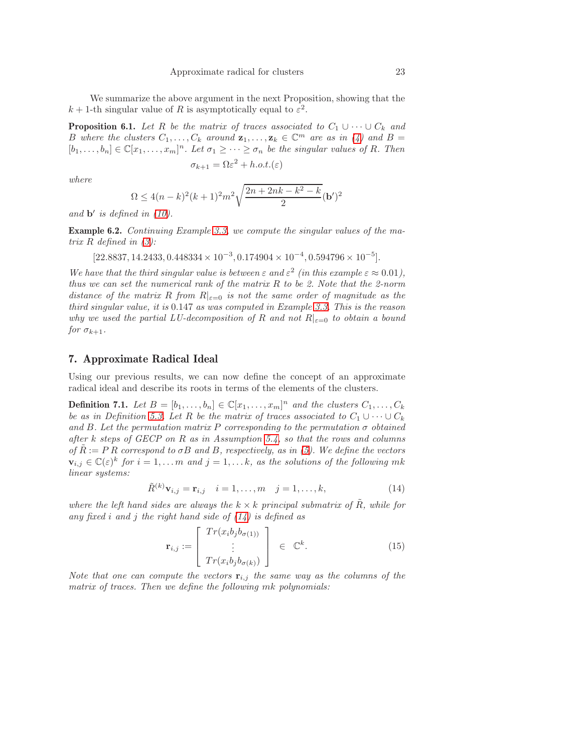We summarize the above argument in the next Proposition, showing that the $k+1$-th singular value of $R$ is asymptotically equal to $\varepsilon^2$.

**Proposition 6.1.** *Let $R$ be the matrix of traces associated to $C_1 \cup \cdots \cup C_k$ and $B$ where the clusters $C_1, \ldots, C_k$ around $\mathbf{z}_1, \ldots, \mathbf{z}_k \in \mathbb{C}^m$ are as in (4) and $B = [b_1, \ldots, b_n] \in \mathbb{C}[x_1, \ldots, x_m]^n$. Let $\sigma_1 \geq \cdots \geq \sigma_n$ be the singular values of $R$. Then*

$$\sigma_{k+1} = \Omega \varepsilon^2 + h.o.t.(\varepsilon)$$

*where*

$$\Omega \leq 4(n-k)^2(k+1)^2 m^2 \sqrt{\frac{2n + 2nk - k^2 - k}{2}} (\mathbf{b}')^2$$

*and $\mathbf{b}'$ is defined in (10).*

**Example 6.2.** *Continuing Example 3.3, we compute the singular values of the matrix $R$ defined in (3):*

$$[22.8837, 14.2433, 0.448334 \times 10^{-3}, 0.174904 \times 10^{-4}, 0.594796 \times 10^{-5}].$$

*We have that the third singular value is between $\varepsilon$ and $\varepsilon^2$ (in this example $\varepsilon \approx 0.01$), thus we can set the numerical rank of the matrix $R$ to be 2. Note that the 2-norm distance of the matrix $R$ from $R|_{\varepsilon=0}$ is not the same order of magnitude as the third singular value, it is $0.147$ as was computed in Example 3.3. This is the reason why we used the partial LU-decomposition of $R$ and not $R|_{\varepsilon=0}$ to obtain a bound for $\sigma_{k+1}$.*

## 7. Approximate Radical Ideal

Using our previous results, we can now define the concept of an approximate radical ideal and describe its roots in terms of the elements of the clusters.

**Definition 7.1.** *Let $B = [b_1, \ldots, b_n] \in \mathbb{C}[x_1, \ldots, x_m]^n$ and the clusters $C_1, \ldots, C_k$ be as in Definition 5.3. Let $R$ be the matrix of traces associated to $C_1 \cup \cdots \cup C_k$ and $B$. Let the permutation matrix $P$ corresponding to the permutation $\sigma$ obtained after $k$ steps of GECP on $R$ as in Assumption 5.4, so that the rows and columns of $\tilde{R} := P\,R$ correspond to $\sigma B$ and $B$, respectively, as in (5). We define the vectors $\mathbf{v}_{i,j} \in \mathbb{C}(\varepsilon)^k$ for $i = 1, \ldots m$ and $j = 1, \ldots k$, as the solutions of the following $mk$ linear systems:*

$$\tilde{R}^{(k)} \mathbf{v}_{i,j} = \mathbf{r}_{i,j} \quad i = 1, \ldots, m \quad j = 1, \ldots, k, \tag{14}$$

*where the left hand sides are always the $k \times k$ principal submatrix of $\tilde{R}$, while for any fixed $i$ and $j$ the right hand side of (14) is defined as*

$$\mathbf{r}_{i,j} := \begin{bmatrix} Tr(x_i b_j b_{\sigma(1)}) \\ \vdots \\ Tr(x_i b_j b_{\sigma(k)}) \end{bmatrix} \in \mathbb{C}^k. \tag{15}$$

*Note that one can compute the vectors $\mathbf{r}_{i,j}$ the same way as the columns of the matrix of traces. Then we define the following $mk$ polynomials:*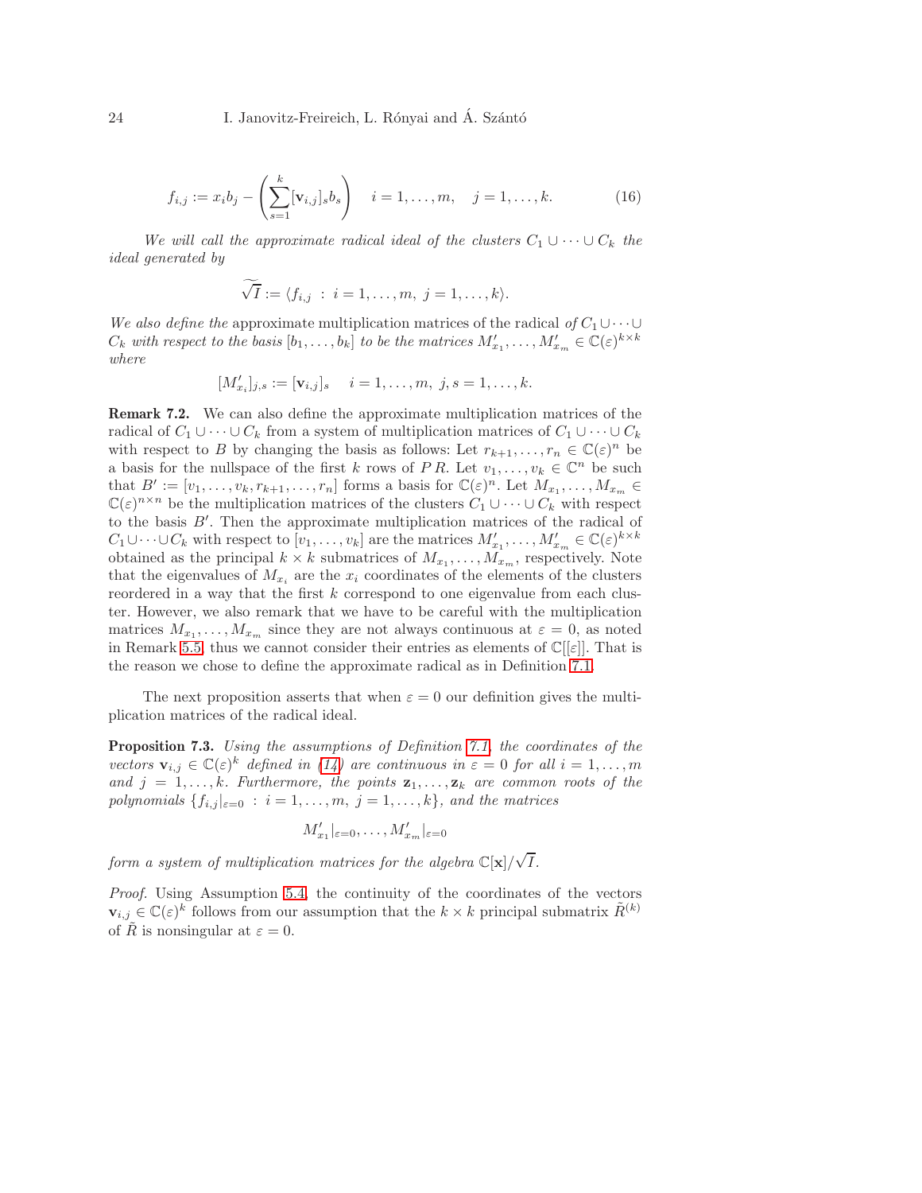$$f_{i,j} := x_i b_j - \left( \sum_{s=1}^{k} [\mathbf{v}_{i,j}]_s b_s \right) \quad i = 1, \ldots, m, \quad j = 1, \ldots, k. \tag{16}$$

*We will call the approximate radical ideal of the clusters $C_1 \cup \cdots \cup C_k$ the ideal generated by*

$$\widetilde{\sqrt{I}} := \langle f_{i,j} \ : \ i = 1, \ldots, m, \ j = 1, \ldots, k \rangle.$$

*We also define the* approximate multiplication matrices of the radical *of $C_1 \cup \cdots \cup C_k$ with respect to the basis $[b_1, \ldots, b_k]$ to be the matrices $M'_{x_1}, \ldots, M'_{x_m} \in \mathbb{C}(\varepsilon)^{k \times k}$ where*

$$[M'_{x_i}]_{j,s} := [\mathbf{v}_{i,j}]_s \quad i = 1, \ldots, m, \ j, s = 1, \ldots, k.$$

**Remark 7.2.** We can also define the approximate multiplication matrices of the radical of $C_1 \cup \cdots \cup C_k$ from a system of multiplication matrices of $C_1 \cup \cdots \cup C_k$ with respect to $B$ by changing the basis as follows: Let $r_{k+1}, \ldots, r_n \in \mathbb{C}(\varepsilon)^n$ be a basis for the nullspace of the first $k$ rows of $P\,R$. Let $v_1, \ldots, v_k \in \mathbb{C}^n$ be such that $B' := [v_1, \ldots, v_k, r_{k+1}, \ldots, r_n]$ forms a basis for $\mathbb{C}(\varepsilon)^n$. Let $M_{x_1}, \ldots, M_{x_m} \in \mathbb{C}(\varepsilon)^{n \times n}$ be the multiplication matrices of the clusters $C_1 \cup \cdots \cup C_k$ with respect to the basis $B'$. Then the approximate multiplication matrices of the radical of $C_1 \cup \cdots \cup C_k$ with respect to $[v_1, \ldots, v_k]$ are the matrices $M'_{x_1}, \ldots, M'_{x_m} \in \mathbb{C}(\varepsilon)^{k \times k}$ obtained as the principal $k \times k$ submatrices of $M_{x_1}, \ldots, M_{x_m}$, respectively. Note that the eigenvalues of $M_{x_i}$ are the $x_i$ coordinates of the elements of the clusters reordered in a way that the first $k$ correspond to one eigenvalue from each cluster. However, we also remark that we have to be careful with the multiplication matrices $M_{x_1}, \ldots, M_{x_m}$ since they are not always continuous at $\varepsilon = 0$, as noted in Remark 5.5, thus we cannot consider their entries as elements of $\mathbb{C}[[\varepsilon]]$. That is the reason we chose to define the approximate radical as in Definition 7.1.

The next proposition asserts that when $\varepsilon = 0$ our definition gives the multiplication matrices of the radical ideal.

**Proposition 7.3.** *Using the assumptions of Definition 7.1, the coordinates of the vectors $\mathbf{v}_{i,j} \in \mathbb{C}(\varepsilon)^k$ defined in (14) are continuous in $\varepsilon = 0$ for all $i = 1, \ldots, m$ and $j = 1, \ldots, k$. Furthermore, the points $\mathbf{z}_1, \ldots, \mathbf{z}_k$ are common roots of the polynomials $\{f_{i,j}|_{\varepsilon=0} \ : \ i = 1, \ldots, m, \ j = 1, \ldots, k\}$, and the matrices*

$$M'_{x_1}|_{\varepsilon=0}, \ldots, M'_{x_m}|_{\varepsilon=0}$$

*form a system of multiplication matrices for the algebra $\mathbb{C}[\mathbf{x}]/\sqrt{I}$.*

*Proof.* Using Assumption 5.4, the continuity of the coordinates of the vectors $\mathbf{v}_{i,j} \in \mathbb{C}(\varepsilon)^k$ follows from our assumption that the $k \times k$ principal submatrix $\tilde{R}^{(k)}$ of $\tilde{R}$ is nonsingular at $\varepsilon = 0$.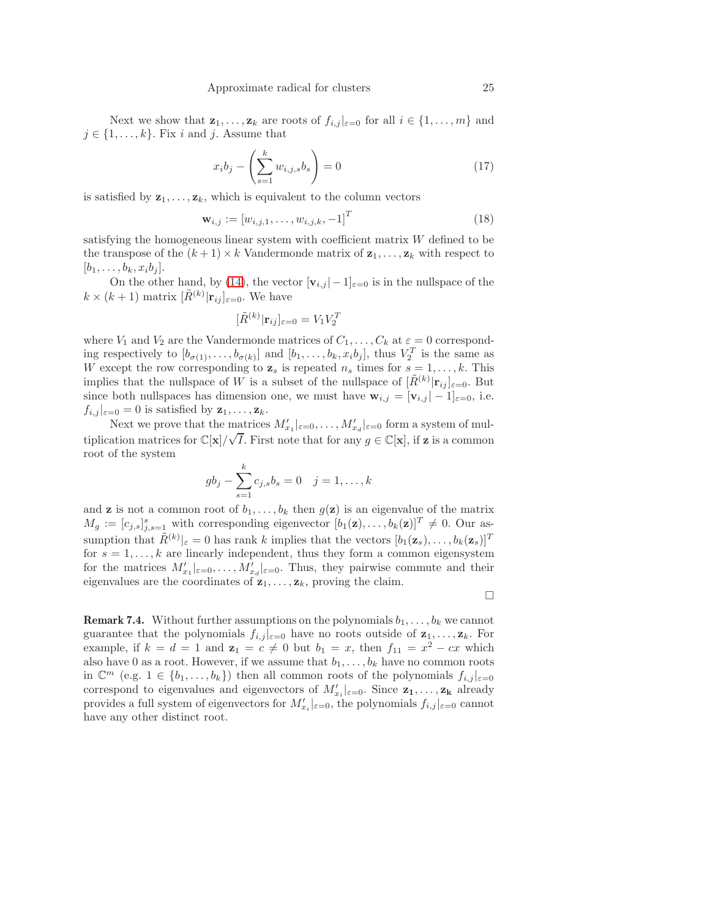Next we show that $\mathbf{z}_1, \ldots, \mathbf{z}_k$ are roots of $f_{i,j}|_{\varepsilon=0}$ for all $i \in \{1, \ldots, m\}$ and $j \in \{1, \ldots, k\}$. Fix $i$ and $j$. Assume that

$$x_i b_j - \left( \sum_{s=1}^{k} w_{i,j,s} b_s \right) = 0 \tag{17}$$

is satisfied by $\mathbf{z}_1, \ldots, \mathbf{z}_k$, which is equivalent to the column vectors

$$\mathbf{w}_{i,j} := [w_{i,j,1}, \ldots, w_{i,j,k}, -1]^T \tag{18}$$

satisfying the homogeneous linear system with coefficient matrix $W$ defined to be the transpose of the $(k+1) \times k$ Vandermonde matrix of $\mathbf{z}_1, \ldots, \mathbf{z}_k$ with respect to $[b_1, \ldots, b_k, x_i b_j]$.

On the other hand, by (14), the vector $[\mathbf{v}_{i,j}| - 1]_{\varepsilon=0}$ is in the nullspace of the $k \times (k+1)$ matrix $[\tilde{R}^{(k)}|\mathbf{r}_{ij}]_{\varepsilon=0}$. We have

$$[\tilde{R}^{(k)}|\mathbf{r}_{ij}]_{\varepsilon=0} = V_1 V_2^T$$

where $V_1$ and $V_2$ are the Vandermonde matrices of $C_1, \ldots, C_k$ at $\varepsilon = 0$ corresponding respectively to $[b_{\sigma(1)}, \ldots, b_{\sigma(k)}]$ and $[b_1, \ldots, b_k, x_i b_j]$, thus $V_2^T$ is the same as $W$ except the row corresponding to $\mathbf{z}_s$ is repeated $n_s$ times for $s = 1, \ldots, k$. This implies that the nullspace of $W$ is a subset of the nullspace of $[\tilde{R}^{(k)}|\mathbf{r}_{ij}]_{\varepsilon=0}$. But since both nullspaces has dimension one, we must have $\mathbf{w}_{i,j} = [\mathbf{v}_{i,j}| - 1]_{\varepsilon=0}$, i.e. $f_{i,j}|_{\varepsilon=0} = 0$ is satisfied by $\mathbf{z}_1, \ldots, \mathbf{z}_k$.

Next we prove that the matrices $M'_{x_1}|_{\varepsilon=0}, \ldots, M'_{x_d}|_{\varepsilon=0}$ form a system of multiplication matrices for $\mathbb{C}[\mathbf{x}]/\sqrt{I}$. First note that for any $g \in \mathbb{C}[\mathbf{x}]$, if $\mathbf{z}$ is a common root of the system

$$g b_j - \sum_{s=1}^{k} c_{j,s} b_s = 0 \quad j = 1, \ldots, k$$

and $\mathbf{z}$ is not a common root of $b_1, \ldots, b_k$ then $g(\mathbf{z})$ is an eigenvalue of the matrix $M_g := [c_{j,s}]_{j,s=1}^{s}$ with corresponding eigenvector $[b_1(\mathbf{z}), \ldots, b_k(\mathbf{z})]^T \neq 0$. Our assumption that $\tilde{R}^{(k)}|_{\varepsilon} = 0$ has rank $k$ implies that the vectors $[b_1(\mathbf{z}_s), \ldots, b_k(\mathbf{z}_s)]^T$ for $s = 1, \ldots, k$ are linearly independent, thus they form a common eigensystem for the matrices $M'_{x_1}|_{\varepsilon=0}, \ldots, M'_{x_d}|_{\varepsilon=0}$. Thus, they pairwise commute and their eigenvalues are the coordinates of $\mathbf{z}_1, \ldots, \mathbf{z}_k$, proving the claim.

□

**Remark 7.4.** Without further assumptions on the polynomials $b_1, \ldots, b_k$ we cannot guarantee that the polynomials $f_{i,j}|_{\varepsilon=0}$ have no roots outside of $\mathbf{z}_1, \ldots, \mathbf{z}_k$. For example, if $k = d = 1$ and $\mathbf{z}_1 = c \neq 0$ but $b_1 = x$, then $f_{11} = x^2 - cx$ which also have 0 as a root. However, if we assume that $b_1, \ldots, b_k$ have no common roots in $\mathbb{C}^m$ (e.g. $1 \in \{b_1, \ldots, b_k\}$) then all common roots of the polynomials $f_{i,j}|_{\varepsilon=0}$ correspond to eigenvalues and eigenvectors of $M'_{x_i}|_{\varepsilon=0}$. Since $\mathbf{z_1}, \ldots, \mathbf{z_k}$ already provides a full system of eigenvectors for $M'_{x_i}|_{\varepsilon=0}$, the polynomials $f_{i,j}|_{\varepsilon=0}$ cannot have any other distinct root.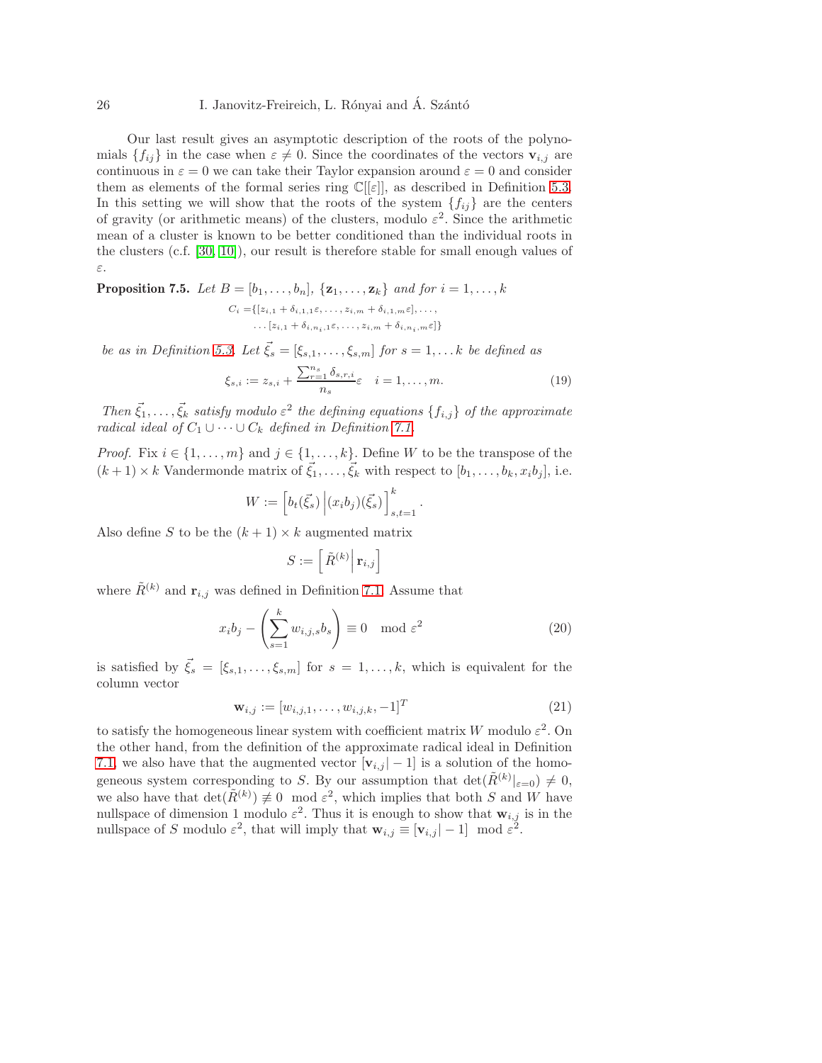Our last result gives an asymptotic description of the roots of the polynomials $\{f_{ij}\}$ in the case when $\varepsilon \neq 0$. Since the coordinates of the vectors $\mathbf{v}_{i,j}$ are continuous in $\varepsilon = 0$ we can take their Taylor expansion around $\varepsilon = 0$ and consider them as elements of the formal series ring $\mathbb{C}[[\varepsilon]]$, as described in Definition 5.3. In this setting we will show that the roots of the system $\{f_{ij}\}$ are the centers of gravity (or arithmetic means) of the clusters, modulo $\varepsilon^2$. Since the arithmetic mean of a cluster is known to be better conditioned than the individual roots in the clusters (c.f. [30, 10]), our result is therefore stable for small enough values of $\varepsilon$.

**Proposition 7.5.** *Let $B = [b_1, \ldots, b_n]$, $\{\mathbf{z}_1, \ldots, \mathbf{z}_k\}$ and for $i = 1, \ldots, k$*

$$
\begin{aligned}
C_i =\{&[z_{i,1} + \delta_{i,1,1}\varepsilon, \ldots, z_{i,m} + \delta_{i,1,m}\varepsilon], \ldots, \\
&\ldots [z_{i,1} + \delta_{i,n_i,1}\varepsilon, \ldots, z_{i,m} + \delta_{i,n_i,m}\varepsilon]\}
\end{aligned}
$$

*be as in Definition 5.3. Let $\vec{\xi_s} = [\xi_{s,1}, \ldots, \xi_{s,m}]$ for $s = 1, \ldots k$ be defined as*

$$
\xi_{s,i} := z_{s,i} + \frac{\sum_{r=1}^{n_s} \delta_{s,r,i}}{n_s}\varepsilon \quad i = 1, \ldots, m. \tag{19}
$$

*Then $\vec{\xi_1}, \ldots, \vec{\xi_k}$ satisfy modulo $\varepsilon^2$ the defining equations $\{f_{i,j}\}$ of the approximate radical ideal of $C_1 \cup \cdots \cup C_k$ defined in Definition 7.1.*

*Proof.* Fix $i \in \{1, \ldots, m\}$ and $j \in \{1, \ldots, k\}$. Define $W$ to be the transpose of the $(k+1) \times k$ Vandermonde matrix of $\vec{\xi_1}, \ldots, \vec{\xi_k}$ with respect to $[b_1, \ldots, b_k, x_i b_j]$, i.e.

$$
W := \left[ b_t(\vec{\xi_s}) \,\middle|\, (x_i b_j)(\vec{\xi_s}) \right]_{s,t=1}^{k}.
$$

Also define $S$ to be the $(k+1) \times k$ augmented matrix

$$
S := \left[ \tilde{R}^{(k)} \,\middle|\, \mathbf{r}_{i,j} \right]
$$

where $\tilde{R}^{(k)}$ and $\mathbf{r}_{i,j}$ was defined in Definition 7.1. Assume that

$$
x_i b_j - \left( \sum_{s=1}^{k} w_{i,j,s} b_s \right) \equiv 0 \mod \varepsilon^2 \tag{20}
$$

is satisfied by $\vec{\xi_s} = [\xi_{s,1}, \ldots, \xi_{s,m}]$ for $s = 1, \ldots, k$, which is equivalent for the column vector

$$
\mathbf{w}_{i,j} := [w_{i,j,1}, \ldots, w_{i,j,k}, -1]^T \tag{21}
$$

to satisfy the homogeneous linear system with coefficient matrix $W$ modulo $\varepsilon^2$. On the other hand, from the definition of the approximate radical ideal in Definition 7.1, we also have that the augmented vector $[\mathbf{v}_{i,j} | -1]$ is a solution of the homogeneous system corresponding to $S$. By our assumption that $\det(\tilde{R}^{(k)}|_{\varepsilon=0}) \neq 0$, we also have that $\det(\tilde{R}^{(k)}) \not\equiv 0 \mod \varepsilon^2$, which implies that both $S$ and $W$ have nullspace of dimension 1 modulo $\varepsilon^2$. Thus it is enough to show that $\mathbf{w}_{i,j}$ is in the nullspace of $S$ modulo $\varepsilon^2$, that will imply that $\mathbf{w}_{i,j} \equiv [\mathbf{v}_{i,j} | -1] \mod \varepsilon^2$.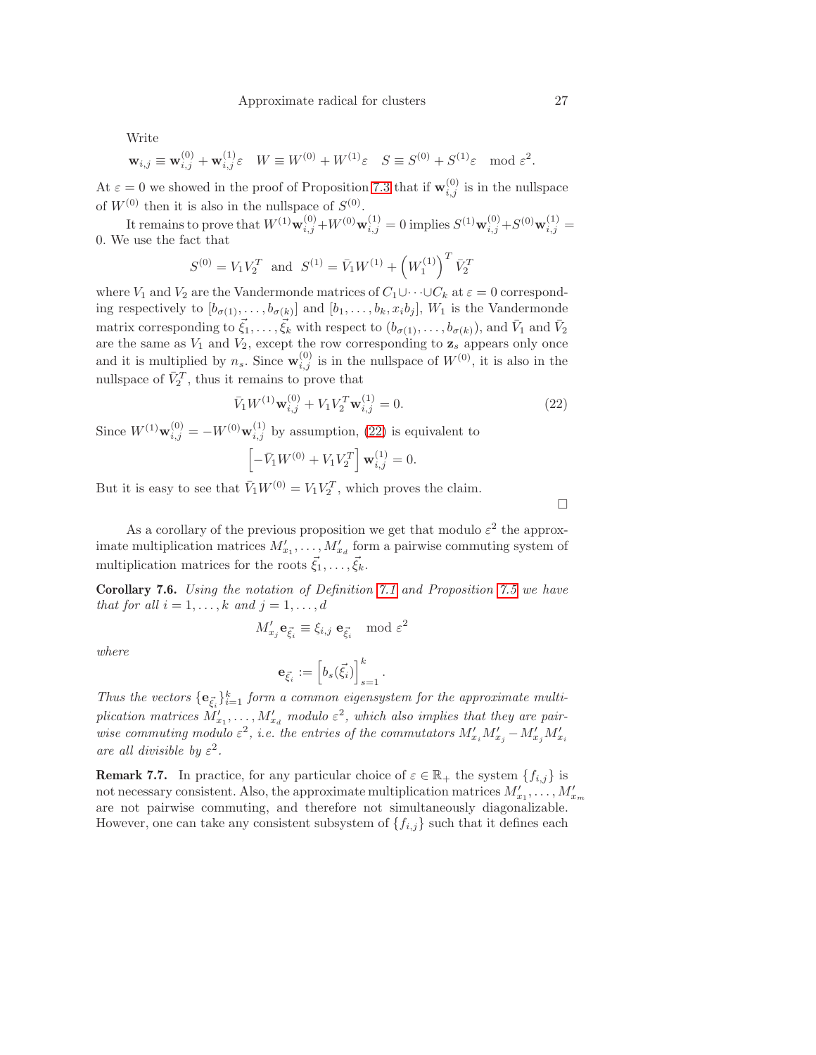Write

$$\mathbf{w}_{i,j} \equiv \mathbf{w}_{i,j}^{(0)} + \mathbf{w}_{i,j}^{(1)}\varepsilon \quad W \equiv W^{(0)} + W^{(1)}\varepsilon \quad S \equiv S^{(0)} + S^{(1)}\varepsilon \mod \varepsilon^2.$$

At $\varepsilon = 0$ we showed in the proof of Proposition 7.3 that if $\mathbf{w}_{i,j}^{(0)}$ is in the nullspace of $W^{(0)}$ then it is also in the nullspace of $S^{(0)}$.

It remains to prove that $W^{(1)}\mathbf{w}_{i,j}^{(0)} + W^{(0)}\mathbf{w}_{i,j}^{(1)} = 0$ implies $S^{(1)}\mathbf{w}_{i,j}^{(0)} + S^{(0)}\mathbf{w}_{i,j}^{(1)} = 0$. We use the fact that

$$S^{(0)} = V_1 V_2^T \text{ and } S^{(1)} = \bar{V}_1 W^{(1)} + \left(W_1^{(1)}\right)^T \bar{V}_2^T$$

where $V_1$ and $V_2$ are the Vandermonde matrices of $C_1 \cup \cdots \cup C_k$ at $\varepsilon = 0$ corresponding respectively to $[b_{\sigma(1)}, \ldots, b_{\sigma(k)}]$ and $[b_1, \ldots, b_k, x_i b_j]$, $W_1$ is the Vandermonde matrix corresponding to $\vec{\xi}_1, \ldots, \vec{\xi}_k$ with respect to $(b_{\sigma(1)}, \ldots, b_{\sigma(k)})$, and $\bar{V}_1$ and $\bar{V}_2$ are the same as $V_1$ and $V_2$, except the row corresponding to $\mathbf{z}_s$ appears only once and it is multiplied by $n_s$. Since $\mathbf{w}_{i,j}^{(0)}$ is in the nullspace of $W^{(0)}$, it is also in the nullspace of $\bar{V}_2^T$, thus it remains to prove that

$$\bar{V}_1 W^{(1)}\mathbf{w}_{i,j}^{(0)} + V_1 V_2^T \mathbf{w}_{i,j}^{(1)} = 0. \tag{22}$$

Since $W^{(1)}\mathbf{w}_{i,j}^{(0)} = -W^{(0)}\mathbf{w}_{i,j}^{(1)}$ by assumption, (22) is equivalent to

$$\left[-\bar{V}_1 W^{(0)} + V_1 V_2^T\right]\mathbf{w}_{i,j}^{(1)} = 0.$$

But it is easy to see that $\bar{V}_1 W^{(0)} = V_1 V_2^T$, which proves the claim.

□

As a corollary of the previous proposition we get that modulo $\varepsilon^2$ the approximate multiplication matrices $M'_{x_1}, \ldots, M'_{x_d}$ form a pairwise commuting system of multiplication matrices for the roots $\vec{\xi}_1, \ldots, \vec{\xi}_k$.

**Corollary 7.6.** *Using the notation of Definition 7.1 and Proposition 7.5 we have that for all $i = 1, \ldots, k$ and $j = 1, \ldots, d$*

$$M'_{x_j}\mathbf{e}_{\vec{\xi}_i} \equiv \xi_{i,j}\, \mathbf{e}_{\vec{\xi}_i} \mod \varepsilon^2$$

*where*

$$\mathbf{e}_{\vec{\xi}_i} := \left[b_s(\vec{\xi}_i)\right]_{s=1}^k.$$

*Thus the vectors $\{\mathbf{e}_{\vec{\xi}_i}\}_{i=1}^k$ form a common eigensystem for the approximate multiplication matrices $M'_{x_1}, \ldots, M'_{x_d}$ modulo $\varepsilon^2$, which also implies that they are pairwise commuting modulo $\varepsilon^2$, i.e. the entries of the commutators $M'_{x_i}M'_{x_j} - M'_{x_j}M'_{x_i}$ are all divisible by $\varepsilon^2$.*

**Remark 7.7.** In practice, for any particular choice of $\varepsilon \in \mathbb{R}_+$ the system $\{f_{i,j}\}$ is not necessary consistent. Also, the approximate multiplication matrices $M'_{x_1}, \ldots, M'_{x_m}$ are not pairwise commuting, and therefore not simultaneously diagonalizable. However, one can take any consistent subsystem of $\{f_{i,j}\}$ such that it defines each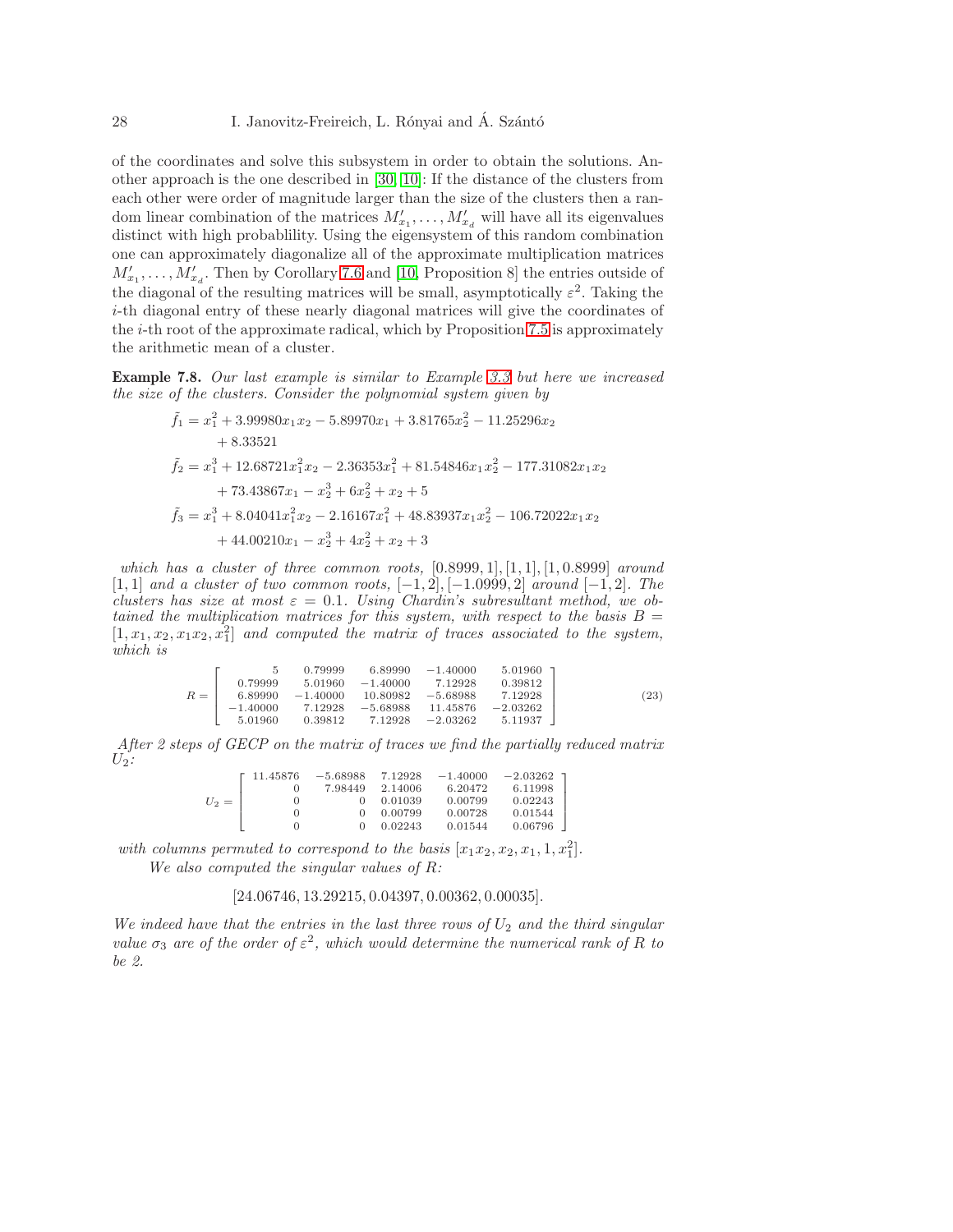of the coordinates and solve this subsystem in order to obtain the solutions. Another approach is the one described in [30, 10]: If the distance of the clusters from each other were order of magnitude larger than the size of the clusters then a random linear combination of the matrices $M'_{x_1}, \ldots, M'_{x_d}$ will have all its eigenvalues distinct with high probablility. Using the eigensystem of this random combination one can approximately diagonalize all of the approximate multiplication matrices $M'_{x_1}, \ldots, M'_{x_d}$. Then by Corollary 7.6 and [10, Proposition 8] the entries outside of the diagonal of the resulting matrices will be small, asymptotically $\varepsilon^2$. Taking the $i$-th diagonal entry of these nearly diagonal matrices will give the coordinates of the $i$-th root of the approximate radical, which by Proposition 7.5 is approximately the arithmetic mean of a cluster.

**Example 7.8.** *Our last example is similar to Example 3.3 but here we increased the size of the clusters. Consider the polynomial system given by*

$$\begin{aligned}
\tilde{f}_1 &= x_1^2 + 3.99980x_1x_2 - 5.89970x_1 + 3.81765x_2^2 - 11.25296x_2 \\
&\quad + 8.33521 \\
\tilde{f}_2 &= x_1^3 + 12.68721x_1^2x_2 - 2.36353x_1^2 + 81.54846x_1x_2^2 - 177.31082x_1x_2 \\
&\quad + 73.43867x_1 - x_2^3 + 6x_2^2 + x_2 + 5 \\
\tilde{f}_3 &= x_1^3 + 8.04041x_1^2x_2 - 2.16167x_1^2 + 48.83937x_1x_2^2 - 106.72022x_1x_2 \\
&\quad + 44.00210x_1 - x_2^3 + 4x_2^2 + x_2 + 3
\end{aligned}$$

*which has a cluster of three common roots, $[0.8999, 1], [1, 1], [1, 0.8999]$ around $[1, 1]$ and a cluster of two common roots, $[-1, 2], [-1.0999, 2]$ around $[-1, 2]$. The clusters has size at most $\varepsilon = 0.1$. Using Chardin's subresultant method, we obtained the multiplication matrices for this system, with respect to the basis $B = [1, x_1, x_2, x_1x_2, x_1^2]$ and computed the matrix of traces associated to the system, which is*

$$R = \begin{bmatrix} 5 & 0.79999 & 6.89990 & -1.40000 & 5.01960 \\ 0.79999 & 5.01960 & -1.40000 & 7.12928 & 0.39812 \\ 6.89990 & -1.40000 & 10.80982 & -5.68988 & 7.12928 \\ -1.40000 & 7.12928 & -5.68988 & 11.45876 & -2.03262 \\ 5.01960 & 0.39812 & 7.12928 & -2.03262 & 5.11937 \end{bmatrix} \qquad (23)$$

*After 2 steps of GECP on the matrix of traces we find the partially reduced matrix $U_2$:*

$$U_2 = \begin{bmatrix} 11.45876 & -5.68988 & 7.12928 & -1.40000 & -2.03262 \\ 0 & 7.98449 & 2.14006 & 6.20472 & 6.11998 \\ 0 & 0 & 0.01039 & 0.00799 & 0.02243 \\ 0 & 0 & 0.00799 & 0.00728 & 0.01544 \\ 0 & 0 & 0.02243 & 0.01544 & 0.06796 \end{bmatrix}$$

*with columns permuted to correspond to the basis $[x_1x_2, x_2, x_1, 1, x_1^2]$.*

*We also computed the singular values of $R$:*

$$[24.06746, 13.29215, 0.04397, 0.00362, 0.00035].$$

*We indeed have that the entries in the last three rows of $U_2$ and the third singular value $\sigma_3$ are of the order of $\varepsilon^2$, which would determine the numerical rank of $R$ to be 2.*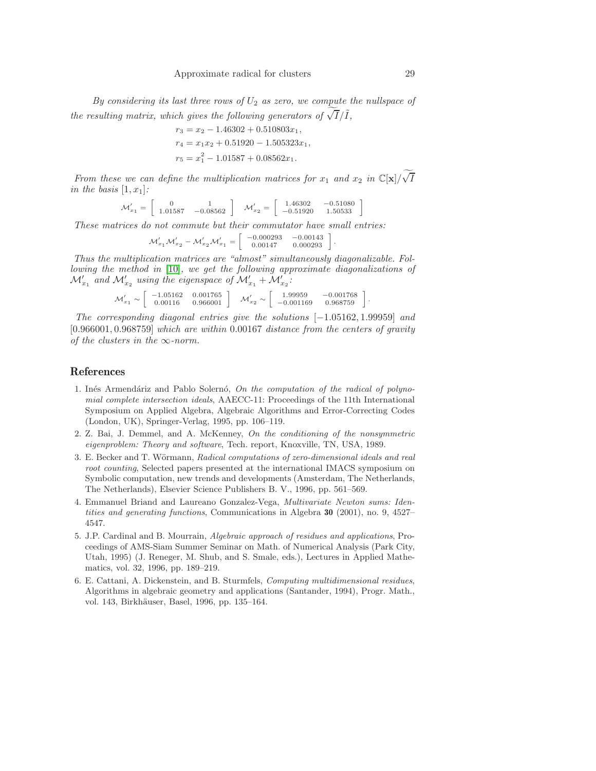*By considering its last three rows of $U_2$ as zero, we compute the nullspace of the resulting matrix, which gives the following generators of $\widetilde{\sqrt{I}}/\tilde{I}$,*

$$r_3 = x_2 - 1.46302 + 0.510803x_1,$$
$$r_4 = x_1x_2 + 0.51920 - 1.505323x_1,$$
$$r_5 = x_1^2 - 1.01587 + 0.08562x_1.$$

*From these we can define the multiplication matrices for $x_1$ and $x_2$ in $\mathbb{C}[\mathbf{x}]/\widetilde{\sqrt{I}}$ in the basis $[1, x_1]$:*

$$\mathcal{M}'_{x_1} = \begin{bmatrix} 0 & 1 \\ 1.01587 & -0.08562 \end{bmatrix} \quad \mathcal{M}'_{x_2} = \begin{bmatrix} 1.46302 & -0.51080 \\ -0.51920 & 1.50533 \end{bmatrix}$$

*These matrices do not commute but their commutator have small entries:*

$$\mathcal{M}'_{x_1}\mathcal{M}'_{x_2} - \mathcal{M}'_{x_2}\mathcal{M}'_{x_1} = \begin{bmatrix} -0.000293 & -0.00143 \\ 0.00147 & 0.000293 \end{bmatrix}.$$

*Thus the multiplication matrices are "almost" simultaneously diagonalizable. Following the method in [10], we get the following approximate diagonalizations of $\mathcal{M}'_{x_1}$ and $\mathcal{M}'_{x_2}$ using the eigenspace of $\mathcal{M}'_{x_1} + \mathcal{M}'_{x_2}$:*

$$\mathcal{M}'_{x_1} \sim \begin{bmatrix} -1.05162 & 0.001765 \\ 0.00116 & 0.966001 \end{bmatrix} \quad \mathcal{M}'_{x_2} \sim \begin{bmatrix} 1.99959 & -0.001768 \\ -0.001169 & 0.968759 \end{bmatrix}.$$

*The corresponding diagonal entries give the solutions $[-1.05162, 1.99959]$ and $[0.966001, 0.968759]$ which are within $0.00167$ distance from the centers of gravity of the clusters in the $\infty$-norm.*

## References

1. Inés Armendáriz and Pablo Solernó, *On the computation of the radical of polynomial complete intersection ideals*, AAECC-11: Proceedings of the 11th International Symposium on Applied Algebra, Algebraic Algorithms and Error-Correcting Codes (London, UK), Springer-Verlag, 1995, pp. 106–119.
2. Z. Bai, J. Demmel, and A. McKenney, *On the conditioning of the nonsymmetric eigenproblem: Theory and software*, Tech. report, Knoxville, TN, USA, 1989.
3. E. Becker and T. Wörmann, *Radical computations of zero-dimensional ideals and real root counting*, Selected papers presented at the international IMACS symposium on Symbolic computation, new trends and developments (Amsterdam, The Netherlands, The Netherlands), Elsevier Science Publishers B. V., 1996, pp. 561–569.
4. Emmanuel Briand and Laureano Gonzalez-Vega, *Multivariate Newton sums: Identities and generating functions*, Communications in Algebra **30** (2001), no. 9, 4527–4547.
5. J.P. Cardinal and B. Mourrain, *Algebraic approach of residues and applications*, Proceedings of AMS-Siam Summer Seminar on Math. of Numerical Analysis (Park City, Utah, 1995) (J. Reneger, M. Shub, and S. Smale, eds.), Lectures in Applied Mathematics, vol. 32, 1996, pp. 189–219.
6. E. Cattani, A. Dickenstein, and B. Sturmfels, *Computing multidimensional residues*, Algorithms in algebraic geometry and applications (Santander, 1994), Progr. Math., vol. 143, Birkhäuser, Basel, 1996, pp. 135–164.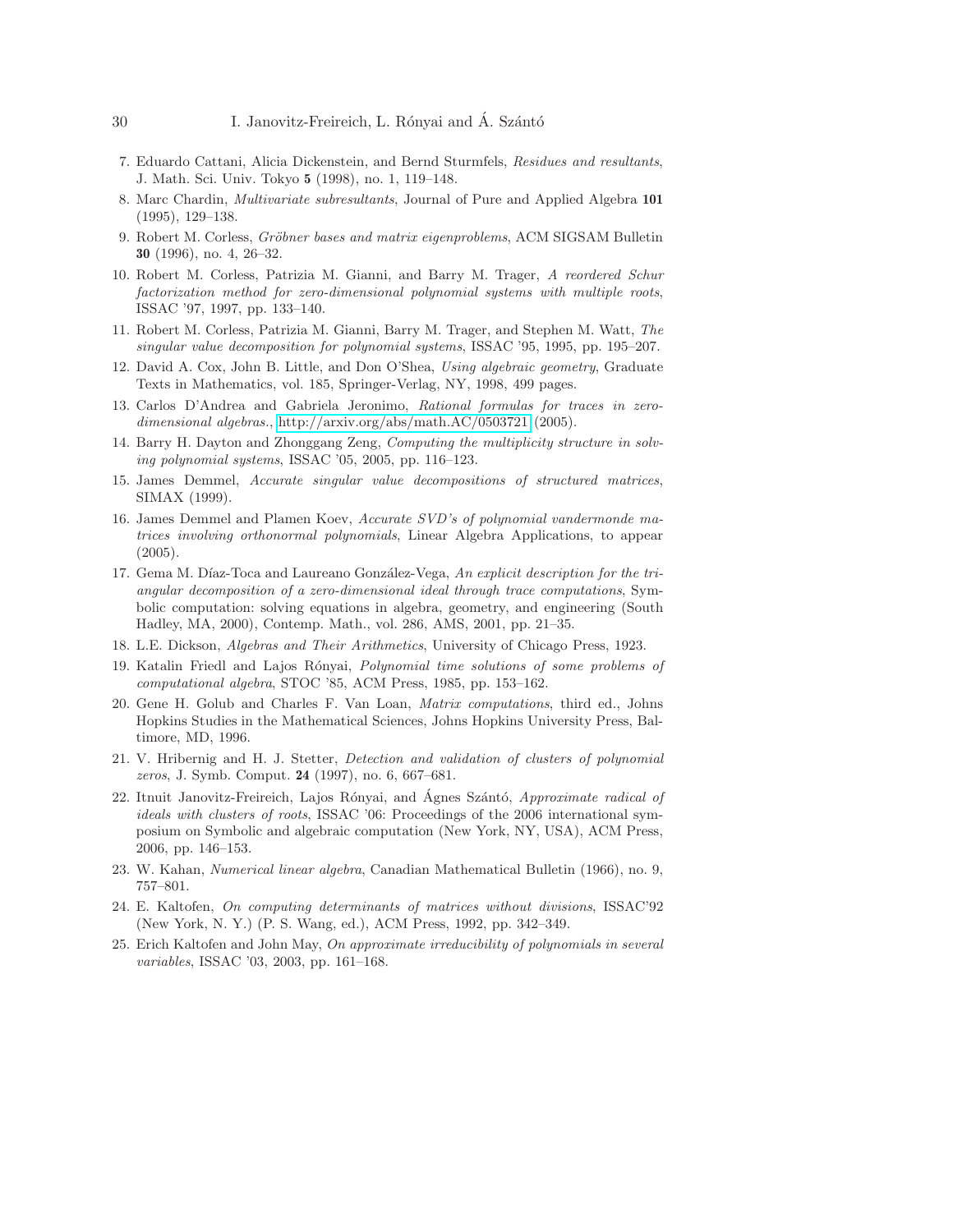7. Eduardo Cattani, Alicia Dickenstein, and Bernd Sturmfels, *Residues and resultants*, J. Math. Sci. Univ. Tokyo **5** (1998), no. 1, 119–148.
8. Marc Chardin, *Multivariate subresultants*, Journal of Pure and Applied Algebra **101** (1995), 129–138.
9. Robert M. Corless, *Gröbner bases and matrix eigenproblems*, ACM SIGSAM Bulletin **30** (1996), no. 4, 26–32.
10. Robert M. Corless, Patrizia M. Gianni, and Barry M. Trager, *A reordered Schur factorization method for zero-dimensional polynomial systems with multiple roots*, ISSAC '97, 1997, pp. 133–140.
11. Robert M. Corless, Patrizia M. Gianni, Barry M. Trager, and Stephen M. Watt, *The singular value decomposition for polynomial systems*, ISSAC '95, 1995, pp. 195–207.
12. David A. Cox, John B. Little, and Don O'Shea, *Using algebraic geometry*, Graduate Texts in Mathematics, vol. 185, Springer-Verlag, NY, 1998, 499 pages.
13. Carlos D'Andrea and Gabriela Jeronimo, *Rational formulas for traces in zero-dimensional algebras.*, http://arxiv.org/abs/math.AC/0503721 (2005).
14. Barry H. Dayton and Zhonggang Zeng, *Computing the multiplicity structure in solving polynomial systems*, ISSAC '05, 2005, pp. 116–123.
15. James Demmel, *Accurate singular value decompositions of structured matrices*, SIMAX (1999).
16. James Demmel and Plamen Koev, *Accurate SVD's of polynomial vandermonde matrices involving orthonormal polynomials*, Linear Algebra Applications, to appear (2005).
17. Gema M. Díaz-Toca and Laureano González-Vega, *An explicit description for the triangular decomposition of a zero-dimensional ideal through trace computations*, Symbolic computation: solving equations in algebra, geometry, and engineering (South Hadley, MA, 2000), Contemp. Math., vol. 286, AMS, 2001, pp. 21–35.
18. L.E. Dickson, *Algebras and Their Arithmetics*, University of Chicago Press, 1923.
19. Katalin Friedl and Lajos Rónyai, *Polynomial time solutions of some problems of computational algebra*, STOC '85, ACM Press, 1985, pp. 153–162.
20. Gene H. Golub and Charles F. Van Loan, *Matrix computations*, third ed., Johns Hopkins Studies in the Mathematical Sciences, Johns Hopkins University Press, Baltimore, MD, 1996.
21. V. Hribernig and H. J. Stetter, *Detection and validation of clusters of polynomial zeros*, J. Symb. Comput. **24** (1997), no. 6, 667–681.
22. Itnuit Janovitz-Freireich, Lajos Rónyai, and Ágnes Szántó, *Approximate radical of ideals with clusters of roots*, ISSAC '06: Proceedings of the 2006 international symposium on Symbolic and algebraic computation (New York, NY, USA), ACM Press, 2006, pp. 146–153.
23. W. Kahan, *Numerical linear algebra*, Canadian Mathematical Bulletin (1966), no. 9, 757–801.
24. E. Kaltofen, *On computing determinants of matrices without divisions*, ISSAC'92 (New York, N. Y.) (P. S. Wang, ed.), ACM Press, 1992, pp. 342–349.
25. Erich Kaltofen and John May, *On approximate irreducibility of polynomials in several variables*, ISSAC '03, 2003, pp. 161–168.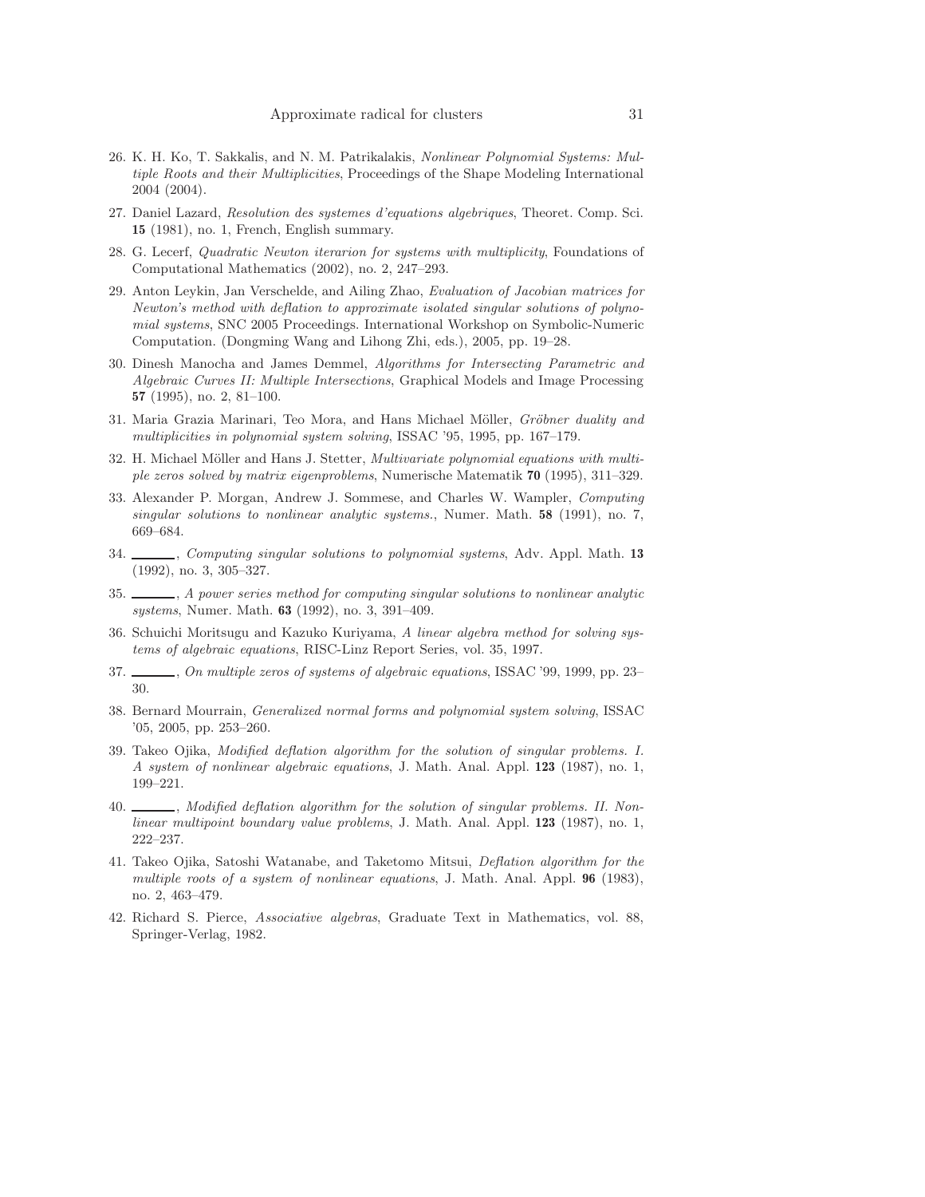26. K. H. Ko, T. Sakkalis, and N. M. Patrikalakis, *Nonlinear Polynomial Systems: Multiple Roots and their Multiplicities*, Proceedings of the Shape Modeling International 2004 (2004).
27. Daniel Lazard, *Resolution des systemes d'equations algebriques*, Theoret. Comp. Sci. **15** (1981), no. 1, French, English summary.
28. G. Lecerf, *Quadratic Newton iterarion for systems with multiplicity*, Foundations of Computational Mathematics (2002), no. 2, 247–293.
29. Anton Leykin, Jan Verschelde, and Ailing Zhao, *Evaluation of Jacobian matrices for Newton's method with deflation to approximate isolated singular solutions of polynomial systems*, SNC 2005 Proceedings. International Workshop on Symbolic-Numeric Computation. (Dongming Wang and Lihong Zhi, eds.), 2005, pp. 19–28.
30. Dinesh Manocha and James Demmel, *Algorithms for Intersecting Parametric and Algebraic Curves II: Multiple Intersections*, Graphical Models and Image Processing **57** (1995), no. 2, 81–100.
31. Maria Grazia Marinari, Teo Mora, and Hans Michael Möller, *Gröbner duality and multiplicities in polynomial system solving*, ISSAC '95, 1995, pp. 167–179.
32. H. Michael Möller and Hans J. Stetter, *Multivariate polynomial equations with multiple zeros solved by matrix eigenproblems*, Numerische Matematik **70** (1995), 311–329.
33. Alexander P. Morgan, Andrew J. Sommese, and Charles W. Wampler, *Computing singular solutions to nonlinear analytic systems.*, Numer. Math. **58** (1991), no. 7, 669–684.
34. ______, *Computing singular solutions to polynomial systems*, Adv. Appl. Math. **13** (1992), no. 3, 305–327.
35. ______, *A power series method for computing singular solutions to nonlinear analytic systems*, Numer. Math. **63** (1992), no. 3, 391–409.
36. Schuichi Moritsugu and Kazuko Kuriyama, *A linear algebra method for solving systems of algebraic equations*, RISC-Linz Report Series, vol. 35, 1997.
37. ______, *On multiple zeros of systems of algebraic equations*, ISSAC '99, 1999, pp. 23–30.
38. Bernard Mourrain, *Generalized normal forms and polynomial system solving*, ISSAC '05, 2005, pp. 253–260.
39. Takeo Ojika, *Modified deflation algorithm for the solution of singular problems. I. A system of nonlinear algebraic equations*, J. Math. Anal. Appl. **123** (1987), no. 1, 199–221.
40. ______, *Modified deflation algorithm for the solution of singular problems. II. Nonlinear multipoint boundary value problems*, J. Math. Anal. Appl. **123** (1987), no. 1, 222–237.
41. Takeo Ojika, Satoshi Watanabe, and Taketomo Mitsui, *Deflation algorithm for the multiple roots of a system of nonlinear equations*, J. Math. Anal. Appl. **96** (1983), no. 2, 463–479.
42. Richard S. Pierce, *Associative algebras*, Graduate Text in Mathematics, vol. 88, Springer-Verlag, 1982.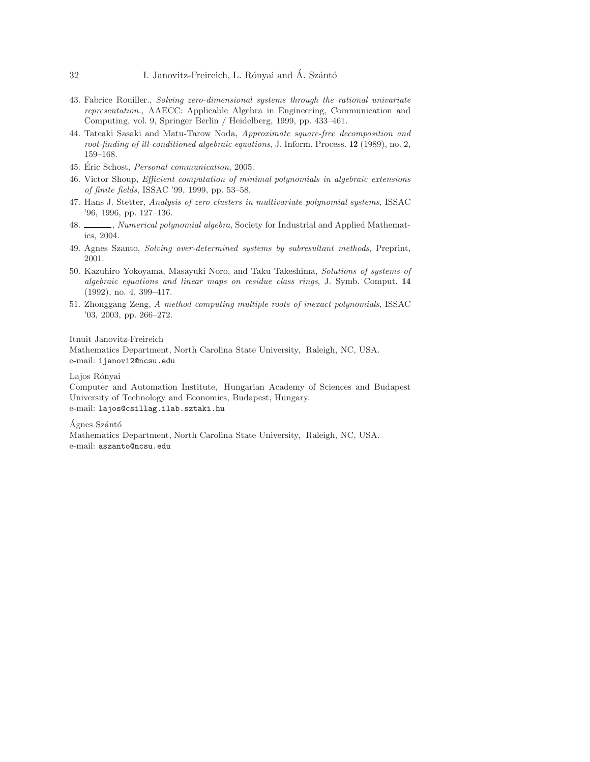43. Fabrice Rouiller., *Solving zero-dimensional systems through the rational univariate representation.*, AAECC: Applicable Algebra in Engineering, Communication and Computing, vol. 9, Springer Berlin / Heidelberg, 1999, pp. 433–461.
44. Tateaki Sasaki and Matu-Tarow Noda, *Approximate square-free decomposition and root-finding of ill-conditioned algebraic equations*, J. Inform. Process. **12** (1989), no. 2, 159–168.
45. Éric Schost, *Personal communication*, 2005.
46. Victor Shoup, *Efficient computation of minimal polynomials in algebraic extensions of finite fields*, ISSAC '99, 1999, pp. 53–58.
47. Hans J. Stetter, *Analysis of zero clusters in multivariate polynomial systems*, ISSAC '96, 1996, pp. 127–136.
48. ______, *Numerical polynomial algebra*, Society for Industrial and Applied Mathematics, 2004.
49. Agnes Szanto, *Solving over-determined systems by subresultant methods*, Preprint, 2001.
50. Kazuhiro Yokoyama, Masayuki Noro, and Taku Takeshima, *Solutions of systems of algebraic equations and linear maps on residue class rings*, J. Symb. Comput. **14** (1992), no. 4, 399–417.
51. Zhonggang Zeng, *A method computing multiple roots of inexact polynomials*, ISSAC '03, 2003, pp. 266–272.

Itnuit Janovitz-Freireich
Mathematics Department, North Carolina State University, Raleigh, NC, USA.
e-mail: `ijanovi2@ncsu.edu`

Lajos Rónyai
Computer and Automation Institute, Hungarian Academy of Sciences and Budapest University of Technology and Economics, Budapest, Hungary.
e-mail: `lajos@csillag.ilab.sztaki.hu`

Ágnes Szántó
Mathematics Department, North Carolina State University, Raleigh, NC, USA.
e-mail: `aszanto@ncsu.edu`